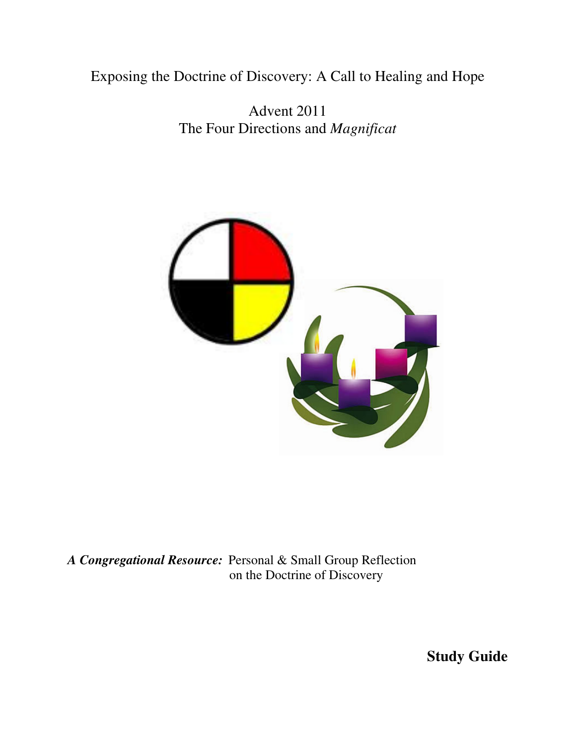# Exposing the Doctrine of Discovery: A Call to Healing and Hope

## Advent 2011
## The Four Directions and *Magnificat*

***A Congregational Resource:*** Personal & Small Group Reflection on the Doctrine of Discovery

**Study Guide**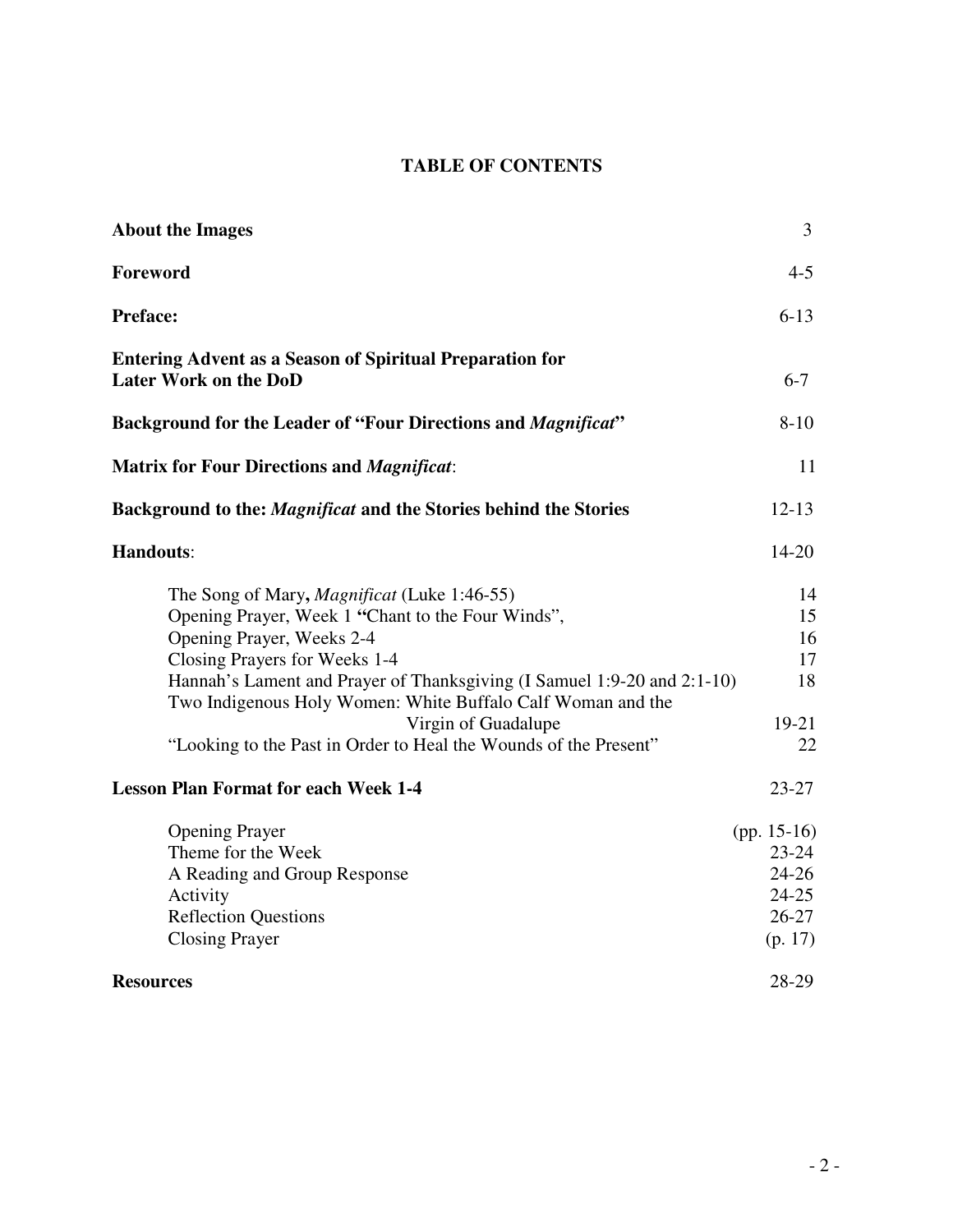# TABLE OF CONTENTS

| | |
|---|---|
| **About the Images** | 3 |
| **Foreword** | 4-5 |
| **Preface:** | 6-13 |
| **Entering Advent as a Season of Spiritual Preparation for Later Work on the DoD** | 6-7 |
| **Background for the Leader of "Four Directions and *Magnificat*"** | 8-10 |
| **Matrix for Four Directions and *Magnificat*:** | 11 |
| **Background to the: *Magnificat* and the Stories behind the Stories** | 12-13 |
| **Handouts:** | 14-20 |
| The Song of Mary, *Magnificat* (Luke 1:46-55) | 14 |
| Opening Prayer, Week 1 "Chant to the Four Winds", | 15 |
| Opening Prayer, Weeks 2-4 | 16 |
| Closing Prayers for Weeks 1-4 | 17 |
| Hannah's Lament and Prayer of Thanksgiving (I Samuel 1:9-20 and 2:1-10) | 18 |
| Two Indigenous Holy Women: White Buffalo Calf Woman and the Virgin of Guadalupe | 19-21 |
| "Looking to the Past in Order to Heal the Wounds of the Present" | 22 |
| **Lesson Plan Format for each Week 1-4** | 23-27 |
| Opening Prayer | (pp. 15-16) |
| Theme for the Week | 23-24 |
| A Reading and Group Response | 24-26 |
| Activity | 24-25 |
| Reflection Questions | 26-27 |
| Closing Prayer | (p. 17) |
| **Resources** | 28-29 |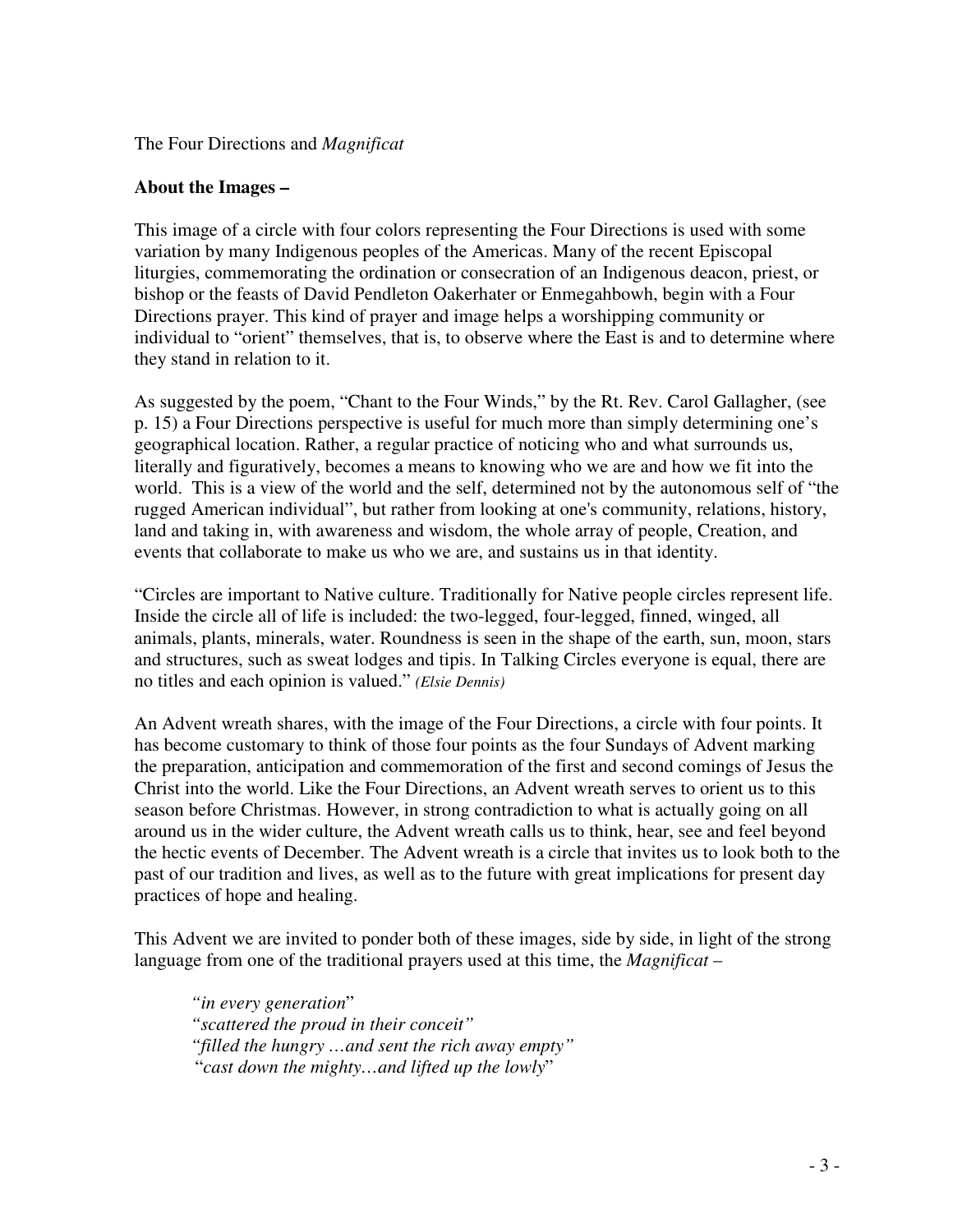The Four Directions and *Magnificat*

**About the Images –**

This image of a circle with four colors representing the Four Directions is used with some variation by many Indigenous peoples of the Americas. Many of the recent Episcopal liturgies, commemorating the ordination or consecration of an Indigenous deacon, priest, or bishop or the feasts of David Pendleton Oakerhater or Enmegahbowh, begin with a Four Directions prayer. This kind of prayer and image helps a worshipping community or individual to "orient" themselves, that is, to observe where the East is and to determine where they stand in relation to it.

As suggested by the poem, "Chant to the Four Winds," by the Rt. Rev. Carol Gallagher, (see p. 15) a Four Directions perspective is useful for much more than simply determining one's geographical location. Rather, a regular practice of noticing who and what surrounds us, literally and figuratively, becomes a means to knowing who we are and how we fit into the world. This is a view of the world and the self, determined not by the autonomous self of "the rugged American individual", but rather from looking at one's community, relations, history, land and taking in, with awareness and wisdom, the whole array of people, Creation, and events that collaborate to make us who we are, and sustains us in that identity.

"Circles are important to Native culture. Traditionally for Native people circles represent life. Inside the circle all of life is included: the two-legged, four-legged, finned, winged, all animals, plants, minerals, water. Roundness is seen in the shape of the earth, sun, moon, stars and structures, such as sweat lodges and tipis. In Talking Circles everyone is equal, there are no titles and each opinion is valued." *(Elsie Dennis)*

An Advent wreath shares, with the image of the Four Directions, a circle with four points. It has become customary to think of those four points as the four Sundays of Advent marking the preparation, anticipation and commemoration of the first and second comings of Jesus the Christ into the world. Like the Four Directions, an Advent wreath serves to orient us to this season before Christmas. However, in strong contradiction to what is actually going on all around us in the wider culture, the Advent wreath calls us to think, hear, see and feel beyond the hectic events of December. The Advent wreath is a circle that invites us to look both to the past of our tradition and lives, as well as to the future with great implications for present day practices of hope and healing.

This Advent we are invited to ponder both of these images, side by side, in light of the strong language from one of the traditional prayers used at this time, the *Magnificat* –

> *"in every generation"*
> *"scattered the proud in their conceit"*
> *"filled the hungry …and sent the rich away empty"*
> *"cast down the mighty…and lifted up the lowly"*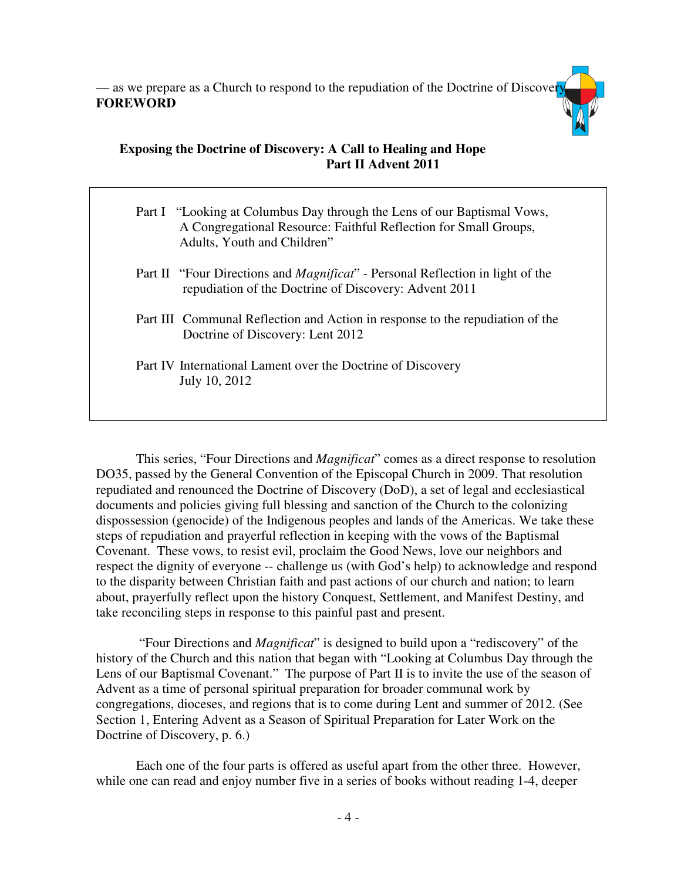— as we prepare as a Church to respond to the repudiation of the Doctrine of Discovery

**FOREWORD**

**Exposing the Doctrine of Discovery: A Call to Healing and Hope**
**Part II Advent 2011**

Part I "Looking at Columbus Day through the Lens of our Baptismal Vows, A Congregational Resource: Faithful Reflection for Small Groups, Adults, Youth and Children"

Part II "Four Directions and *Magnificat*" - Personal Reflection in light of the repudiation of the Doctrine of Discovery: Advent 2011

Part III Communal Reflection and Action in response to the repudiation of the Doctrine of Discovery: Lent 2012

Part IV International Lament over the Doctrine of Discovery July 10, 2012

This series, "Four Directions and *Magnificat*" comes as a direct response to resolution DO35, passed by the General Convention of the Episcopal Church in 2009. That resolution repudiated and renounced the Doctrine of Discovery (DoD), a set of legal and ecclesiastical documents and policies giving full blessing and sanction of the Church to the colonizing dispossession (genocide) of the Indigenous peoples and lands of the Americas. We take these steps of repudiation and prayerful reflection in keeping with the vows of the Baptismal Covenant. These vows, to resist evil, proclaim the Good News, love our neighbors and respect the dignity of everyone -- challenge us (with God's help) to acknowledge and respond to the disparity between Christian faith and past actions of our church and nation; to learn about, prayerfully reflect upon the history Conquest, Settlement, and Manifest Destiny, and take reconciling steps in response to this painful past and present.

"Four Directions and *Magnificat*" is designed to build upon a "rediscovery" of the history of the Church and this nation that began with "Looking at Columbus Day through the Lens of our Baptismal Covenant." The purpose of Part II is to invite the use of the season of Advent as a time of personal spiritual preparation for broader communal work by congregations, dioceses, and regions that is to come during Lent and summer of 2012. (See Section 1, Entering Advent as a Season of Spiritual Preparation for Later Work on the Doctrine of Discovery, p. 6.)

Each one of the four parts is offered as useful apart from the other three. However, while one can read and enjoy number five in a series of books without reading 1-4, deeper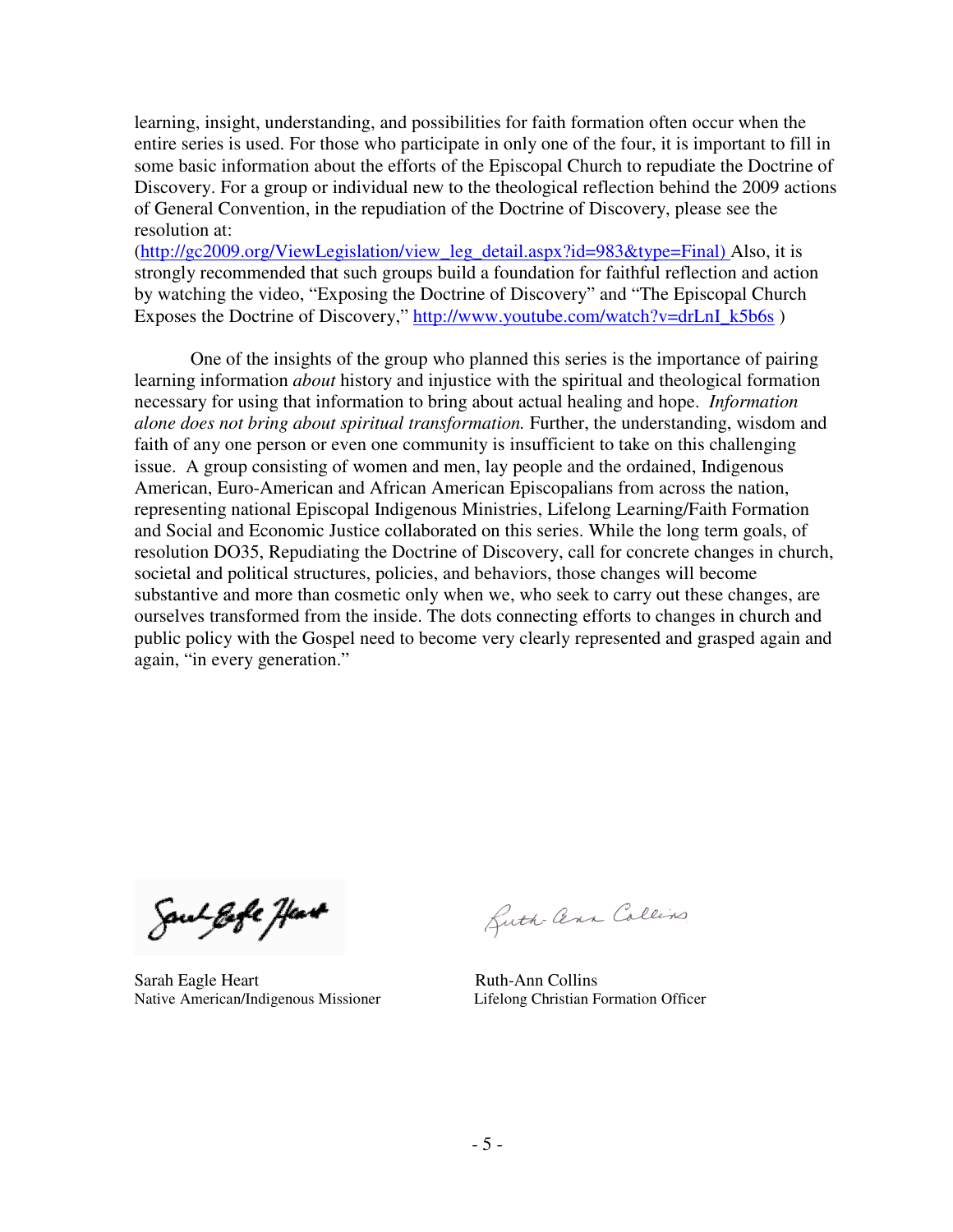learning, insight, understanding, and possibilities for faith formation often occur when the entire series is used. For those who participate in only one of the four, it is important to fill in some basic information about the efforts of the Episcopal Church to repudiate the Doctrine of Discovery. For a group or individual new to the theological reflection behind the 2009 actions of General Convention, in the repudiation of the Doctrine of Discovery, please see the resolution at: (http://gc2009.org/ViewLegislation/view_leg_detail.aspx?id=983&type=Final) Also, it is strongly recommended that such groups build a foundation for faithful reflection and action by watching the video, "Exposing the Doctrine of Discovery" and "The Episcopal Church Exposes the Doctrine of Discovery," http://www.youtube.com/watch?v=drLnI_k5b6s )

One of the insights of the group who planned this series is the importance of pairing learning information *about* history and injustice with the spiritual and theological formation necessary for using that information to bring about actual healing and hope. *Information alone does not bring about spiritual transformation.* Further, the understanding, wisdom and faith of any one person or even one community is insufficient to take on this challenging issue. A group consisting of women and men, lay people and the ordained, Indigenous American, Euro-American and African American Episcopalians from across the nation, representing national Episcopal Indigenous Ministries, Lifelong Learning/Faith Formation and Social and Economic Justice collaborated on this series. While the long term goals, of resolution DO35, Repudiating the Doctrine of Discovery, call for concrete changes in church, societal and political structures, policies, and behaviors, those changes will become substantive and more than cosmetic only when we, who seek to carry out these changes, are ourselves transformed from the inside. The dots connecting efforts to changes in church and public policy with the Gospel need to become very clearly represented and grasped again and again, "in every generation."

Sarah Eagle Heart
Native American/Indigenous Missioner

Ruth-Ann Collins
Lifelong Christian Formation Officer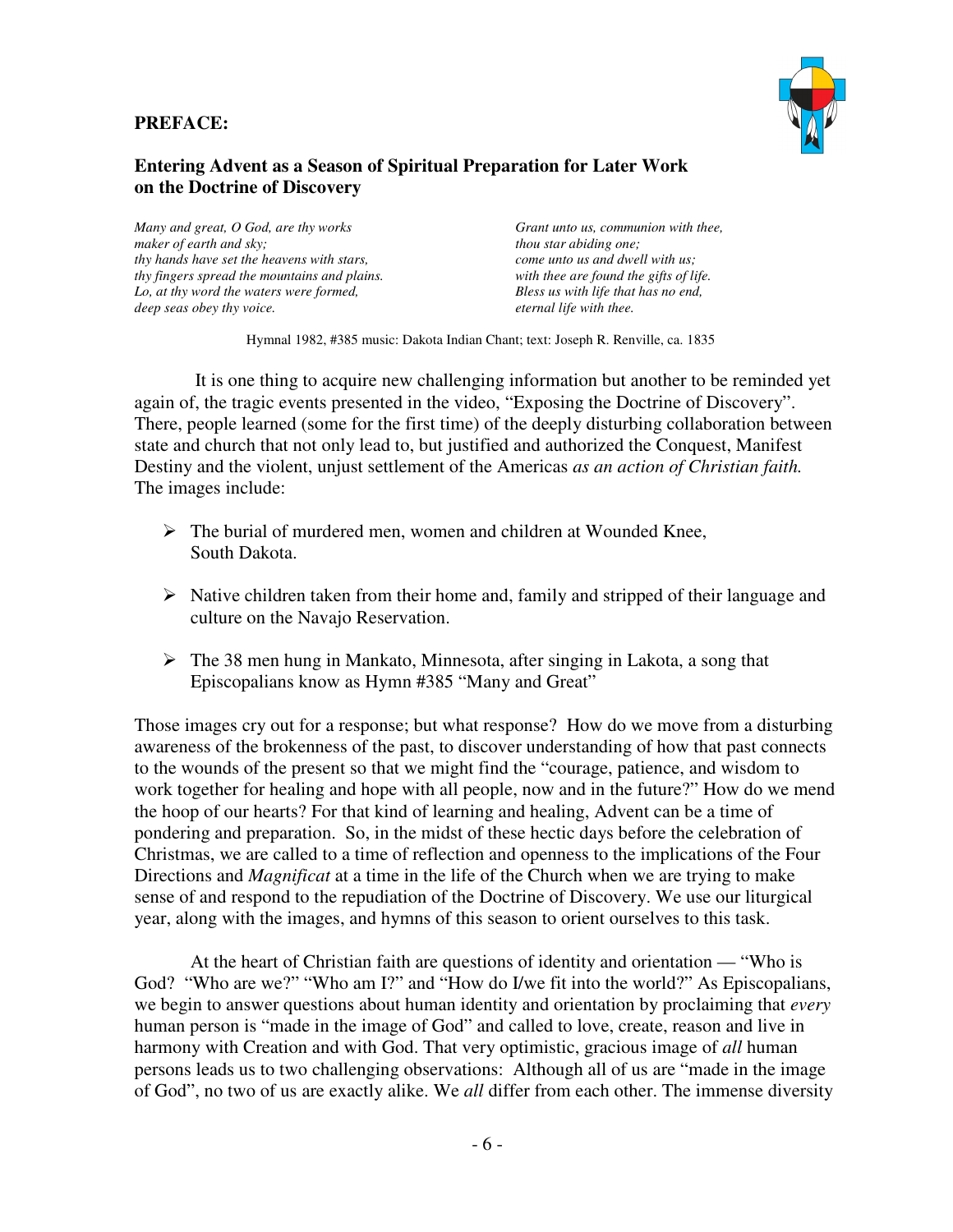**PREFACE:**

**Entering Advent as a Season of Spiritual Preparation for Later Work on the Doctrine of Discovery**

*Many and great, O God, are thy works*
*maker of earth and sky;*
*thy hands have set the heavens with stars,*
*thy fingers spread the mountains and plains.*
*Lo, at thy word the waters were formed,*
*deep seas obey thy voice.*

*Grant unto us, communion with thee,*
*thou star abiding one;*
*come unto us and dwell with us;*
*with thee are found the gifts of life.*
*Bless us with life that has no end,*
*eternal life with thee.*

Hymnal 1982, #385 music: Dakota Indian Chant; text: Joseph R. Renville, ca. 1835

It is one thing to acquire new challenging information but another to be reminded yet again of, the tragic events presented in the video, "Exposing the Doctrine of Discovery". There, people learned (some for the first time) of the deeply disturbing collaboration between state and church that not only lead to, but justified and authorized the Conquest, Manifest Destiny and the violent, unjust settlement of the Americas *as an action of Christian faith.* The images include:

- The burial of murdered men, women and children at Wounded Knee, South Dakota.
- Native children taken from their home and, family and stripped of their language and culture on the Navajo Reservation.
- The 38 men hung in Mankato, Minnesota, after singing in Lakota, a song that Episcopalians know as Hymn #385 "Many and Great"

Those images cry out for a response; but what response? How do we move from a disturbing awareness of the brokenness of the past, to discover understanding of how that past connects to the wounds of the present so that we might find the "courage, patience, and wisdom to work together for healing and hope with all people, now and in the future?" How do we mend the hoop of our hearts? For that kind of learning and healing, Advent can be a time of pondering and preparation. So, in the midst of these hectic days before the celebration of Christmas, we are called to a time of reflection and openness to the implications of the Four Directions and *Magnificat* at a time in the life of the Church when we are trying to make sense of and respond to the repudiation of the Doctrine of Discovery. We use our liturgical year, along with the images, and hymns of this season to orient ourselves to this task.

At the heart of Christian faith are questions of identity and orientation — "Who is God? "Who are we?" "Who am I?" and "How do I/we fit into the world?" As Episcopalians, we begin to answer questions about human identity and orientation by proclaiming that *every* human person is "made in the image of God" and called to love, create, reason and live in harmony with Creation and with God. That very optimistic, gracious image of *all* human persons leads us to two challenging observations: Although all of us are "made in the image of God", no two of us are exactly alike. We *all* differ from each other. The immense diversity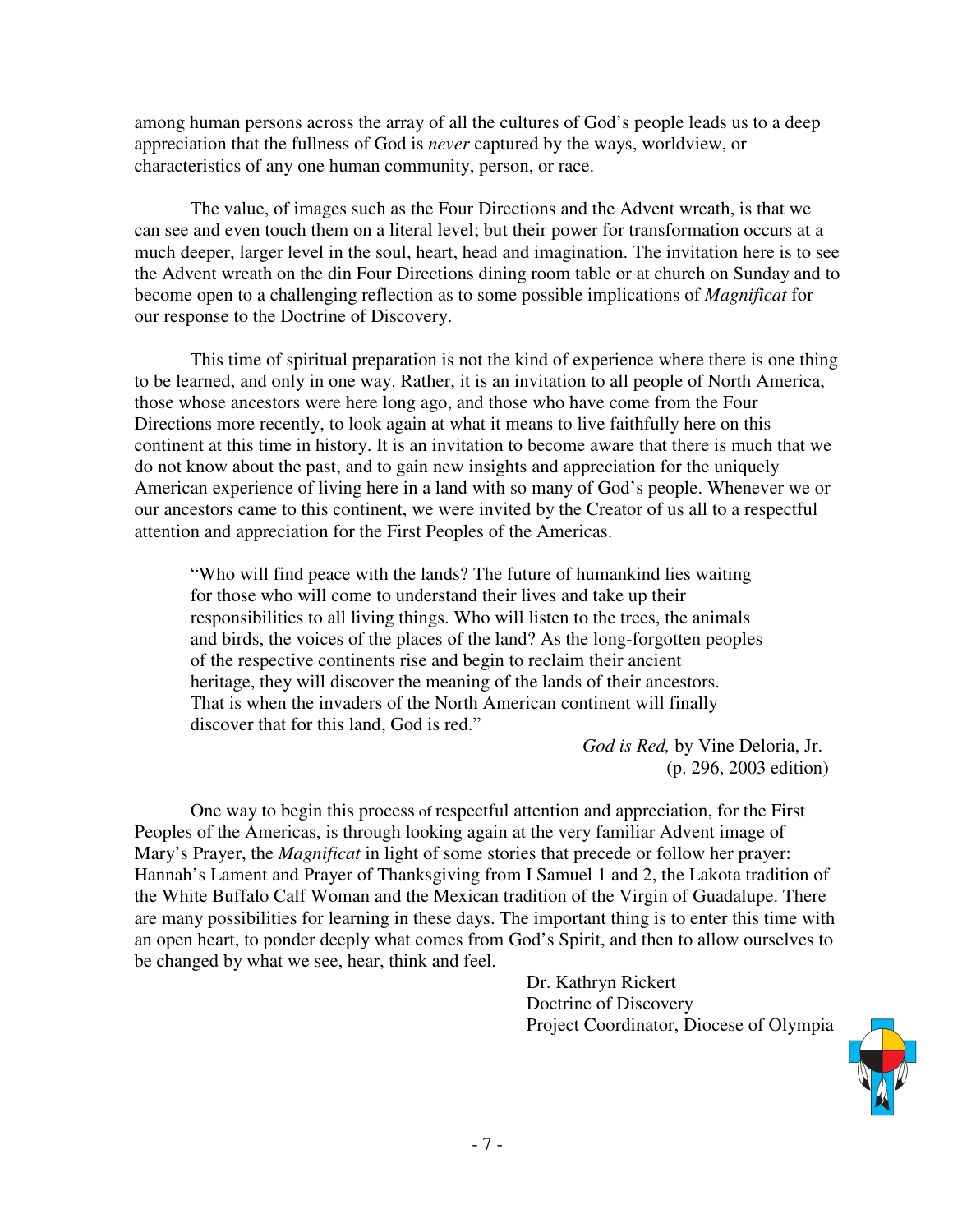among human persons across the array of all the cultures of God's people leads us to a deep appreciation that the fullness of God is *never* captured by the ways, worldview, or characteristics of any one human community, person, or race.

The value, of images such as the Four Directions and the Advent wreath, is that we can see and even touch them on a literal level; but their power for transformation occurs at a much deeper, larger level in the soul, heart, head and imagination. The invitation here is to see the Advent wreath on the din Four Directions dining room table or at church on Sunday and to become open to a challenging reflection as to some possible implications of *Magnificat* for our response to the Doctrine of Discovery.

This time of spiritual preparation is not the kind of experience where there is one thing to be learned, and only in one way. Rather, it is an invitation to all people of North America, those whose ancestors were here long ago, and those who have come from the Four Directions more recently, to look again at what it means to live faithfully here on this continent at this time in history. It is an invitation to become aware that there is much that we do not know about the past, and to gain new insights and appreciation for the uniquely American experience of living here in a land with so many of God's people. Whenever we or our ancestors came to this continent, we were invited by the Creator of us all to a respectful attention and appreciation for the First Peoples of the Americas.

> "Who will find peace with the lands? The future of humankind lies waiting for those who will come to understand their lives and take up their responsibilities to all living things. Who will listen to the trees, the animals and birds, the voices of the places of the land? As the long-forgotten peoples of the respective continents rise and begin to reclaim their ancient heritage, they will discover the meaning of the lands of their ancestors. That is when the invaders of the North American continent will finally discover that for this land, God is red."
>
> *God is Red,* by Vine Deloria, Jr. (p. 296, 2003 edition)

One way to begin this process of respectful attention and appreciation, for the First Peoples of the Americas, is through looking again at the very familiar Advent image of Mary's Prayer, the *Magnificat* in light of some stories that precede or follow her prayer: Hannah's Lament and Prayer of Thanksgiving from I Samuel 1 and 2, the Lakota tradition of the White Buffalo Calf Woman and the Mexican tradition of the Virgin of Guadalupe. There are many possibilities for learning in these days. The important thing is to enter this time with an open heart, to ponder deeply what comes from God's Spirit, and then to allow ourselves to be changed by what we see, hear, think and feel.

Dr. Kathryn Rickert
Doctrine of Discovery
Project Coordinator, Diocese of Olympia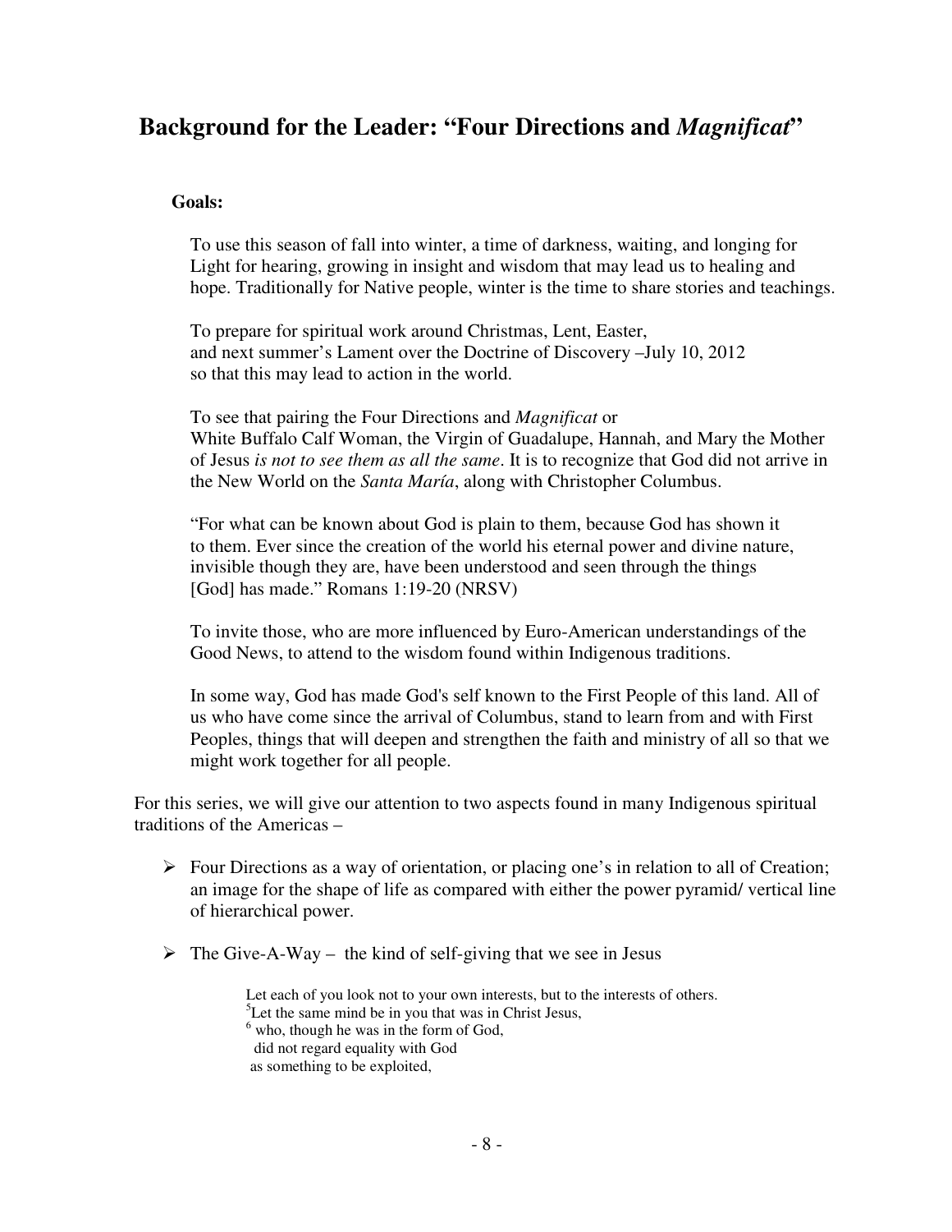# Background for the Leader: "Four Directions and *Magnificat*"

**Goals:**

To use this season of fall into winter, a time of darkness, waiting, and longing for Light for hearing, growing in insight and wisdom that may lead us to healing and hope. Traditionally for Native people, winter is the time to share stories and teachings.

To prepare for spiritual work around Christmas, Lent, Easter, and next summer's Lament over the Doctrine of Discovery –July 10, 2012 so that this may lead to action in the world.

To see that pairing the Four Directions and *Magnificat* or White Buffalo Calf Woman, the Virgin of Guadalupe, Hannah, and Mary the Mother of Jesus *is not to see them as all the same*. It is to recognize that God did not arrive in the New World on the *Santa María*, along with Christopher Columbus.

"For what can be known about God is plain to them, because God has shown it to them. Ever since the creation of the world his eternal power and divine nature, invisible though they are, have been understood and seen through the things [God] has made." Romans 1:19-20 (NRSV)

To invite those, who are more influenced by Euro-American understandings of the Good News, to attend to the wisdom found within Indigenous traditions.

In some way, God has made God's self known to the First People of this land. All of us who have come since the arrival of Columbus, stand to learn from and with First Peoples, things that will deepen and strengthen the faith and ministry of all so that we might work together for all people.

For this series, we will give our attention to two aspects found in many Indigenous spiritual traditions of the Americas –

- Four Directions as a way of orientation, or placing one's in relation to all of Creation; an image for the shape of life as compared with either the power pyramid/ vertical line of hierarchical power.
- The Give-A-Way – the kind of self-giving that we see in Jesus

> Let each of you look not to your own interests, but to the interests of others.
> [5]Let the same mind be in you that was in Christ Jesus,
> [6] who, though he was in the form of God,
> did not regard equality with God
> as something to be exploited,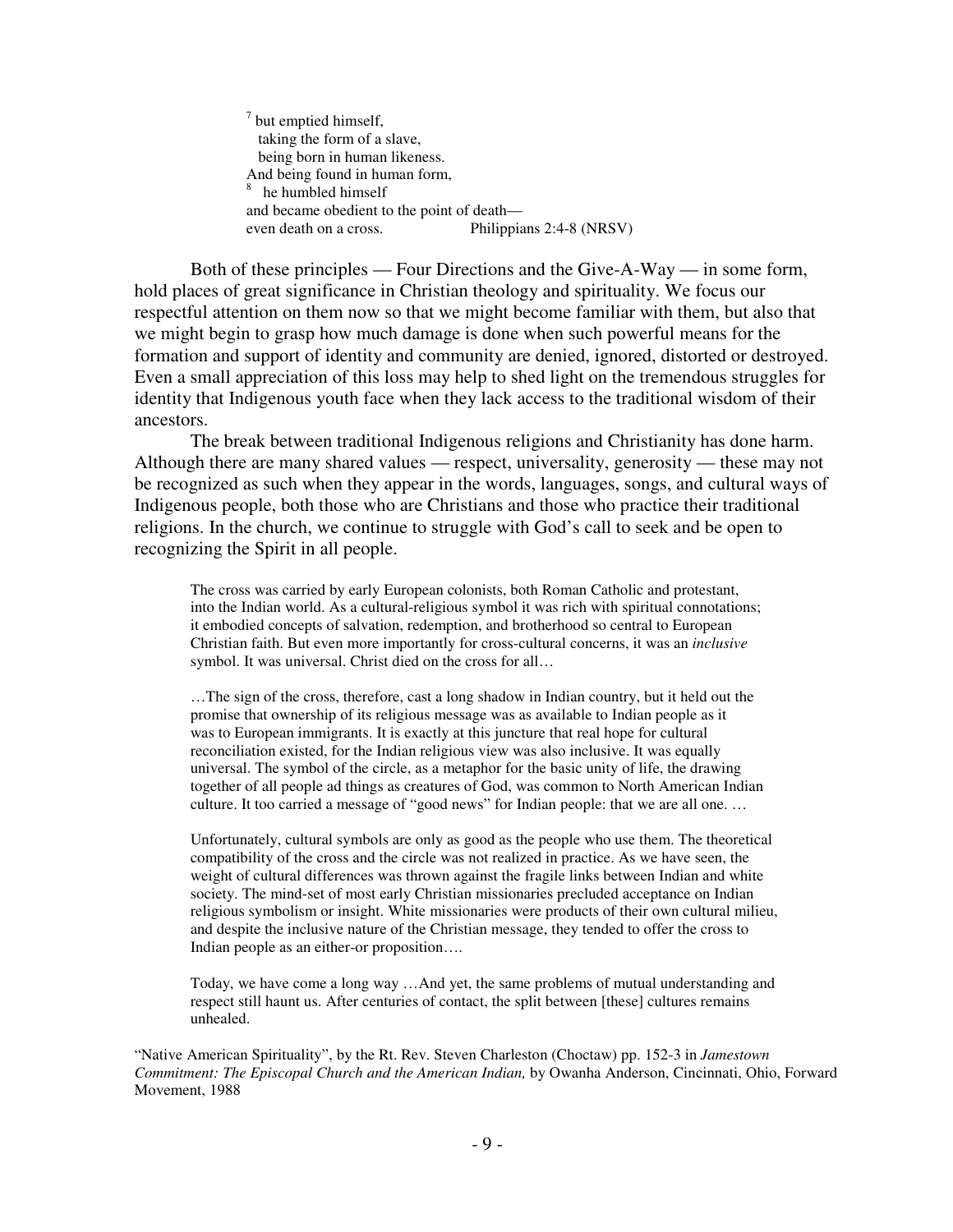> [7] but emptied himself,
>   taking the form of a slave,
>   being born in human likeness.
> And being found in human form,
> [8] he humbled himself
> and became obedient to the point of death—
> even death on a cross. Philippians 2:4-8 (NRSV)

Both of these principles — Four Directions and the Give-A-Way — in some form, hold places of great significance in Christian theology and spirituality. We focus our respectful attention on them now so that we might become familiar with them, but also that we might begin to grasp how much damage is done when such powerful means for the formation and support of identity and community are denied, ignored, distorted or destroyed. Even a small appreciation of this loss may help to shed light on the tremendous struggles for identity that Indigenous youth face when they lack access to the traditional wisdom of their ancestors.

The break between traditional Indigenous religions and Christianity has done harm. Although there are many shared values — respect, universality, generosity — these may not be recognized as such when they appear in the words, languages, songs, and cultural ways of Indigenous people, both those who are Christians and those who practice their traditional religions. In the church, we continue to struggle with God's call to seek and be open to recognizing the Spirit in all people.

> The cross was carried by early European colonists, both Roman Catholic and protestant, into the Indian world. As a cultural-religious symbol it was rich with spiritual connotations; it embodied concepts of salvation, redemption, and brotherhood so central to European Christian faith. But even more importantly for cross-cultural concerns, it was an *inclusive* symbol. It was universal. Christ died on the cross for all…
>
> …The sign of the cross, therefore, cast a long shadow in Indian country, but it held out the promise that ownership of its religious message was as available to Indian people as it was to European immigrants. It is exactly at this juncture that real hope for cultural reconciliation existed, for the Indian religious view was also inclusive. It was equally universal. The symbol of the circle, as a metaphor for the basic unity of life, the drawing together of all people ad things as creatures of God, was common to North American Indian culture. It too carried a message of "good news" for Indian people: that we are all one. …
>
> Unfortunately, cultural symbols are only as good as the people who use them. The theoretical compatibility of the cross and the circle was not realized in practice. As we have seen, the weight of cultural differences was thrown against the fragile links between Indian and white society. The mind-set of most early Christian missionaries precluded acceptance on Indian religious symbolism or insight. White missionaries were products of their own cultural milieu, and despite the inclusive nature of the Christian message, they tended to offer the cross to Indian people as an either-or proposition….
>
> Today, we have come a long way …And yet, the same problems of mutual understanding and respect still haunt us. After centuries of contact, the split between [these] cultures remains unhealed.

"Native American Spirituality", by the Rt. Rev. Steven Charleston (Choctaw) pp. 152-3 in *Jamestown Commitment: The Episcopal Church and the American Indian,* by Owanha Anderson, Cincinnati, Ohio, Forward Movement, 1988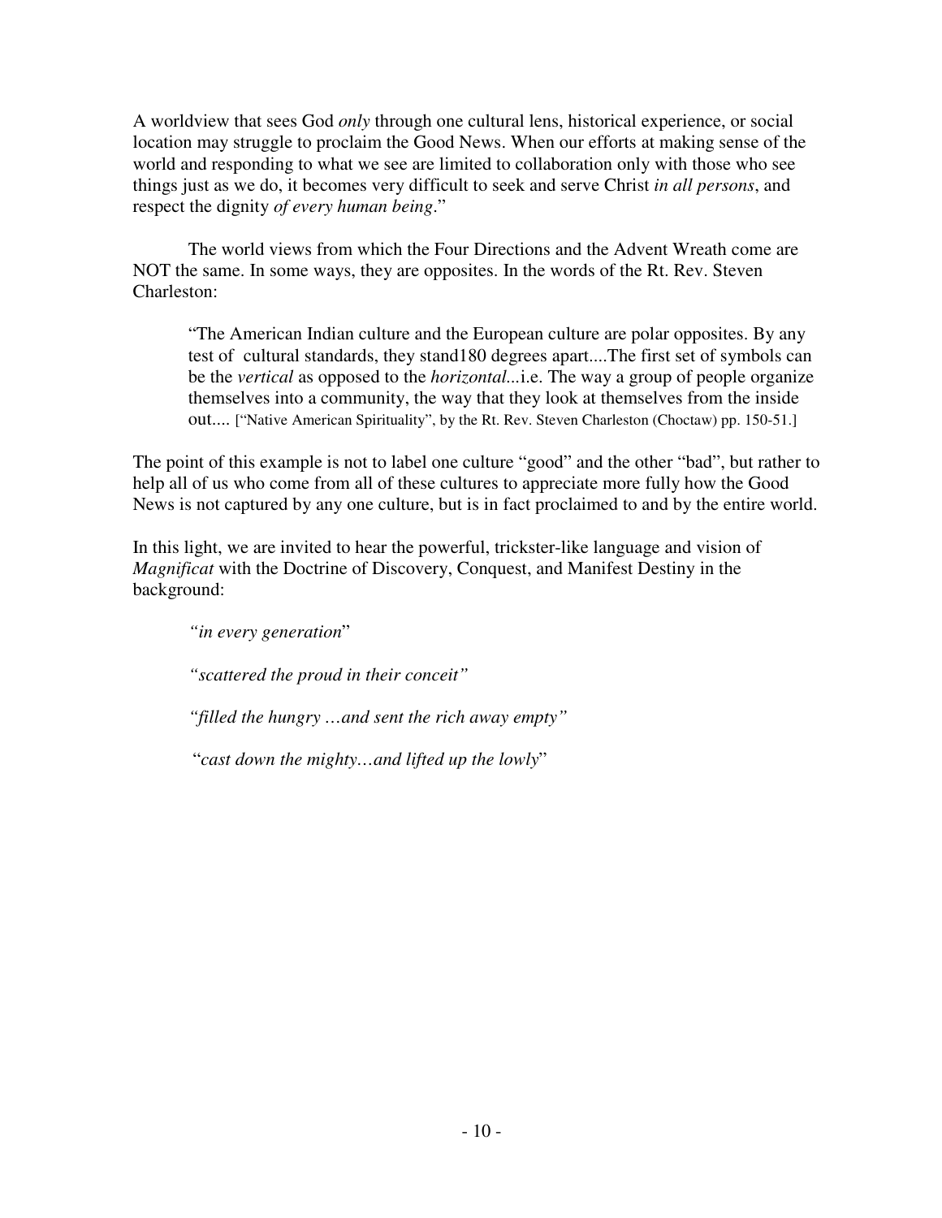A worldview that sees God *only* through one cultural lens, historical experience, or social location may struggle to proclaim the Good News. When our efforts at making sense of the world and responding to what we see are limited to collaboration only with those who see things just as we do, it becomes very difficult to seek and serve Christ *in all persons*, and respect the dignity *of every human being*."

The world views from which the Four Directions and the Advent Wreath come are NOT the same. In some ways, they are opposites. In the words of the Rt. Rev. Steven Charleston:

> "The American Indian culture and the European culture are polar opposites. By any test of cultural standards, they stand180 degrees apart....The first set of symbols can be the *vertical* as opposed to the *horizontal*...i.e. The way a group of people organize themselves into a community, the way that they look at themselves from the inside out.... ["Native American Spirituality", by the Rt. Rev. Steven Charleston (Choctaw) pp. 150-51.]

The point of this example is not to label one culture "good" and the other "bad", but rather to help all of us who come from all of these cultures to appreciate more fully how the Good News is not captured by any one culture, but is in fact proclaimed to and by the entire world.

In this light, we are invited to hear the powerful, trickster-like language and vision of *Magnificat* with the Doctrine of Discovery, Conquest, and Manifest Destiny in the background:

> *"in every generation"*
>
> *"scattered the proud in their conceit"*
>
> *"filled the hungry …and sent the rich away empty"*
>
> "*cast down the mighty…and lifted up the lowly*"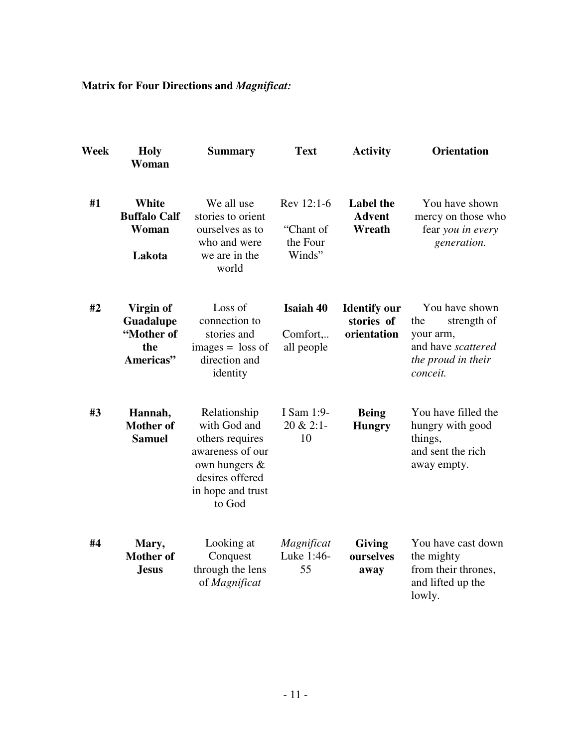**Matrix for Four Directions and *Magnificat:***

| Week | Holy Woman | Summary | Text | Activity | Orientation |
|---|---|---|---|---|---|
| **#1** | **White Buffalo Calf Woman** **Lakota** | We all use stories to orient ourselves as to who and were we are in the world | Rev 12:1-6 "Chant of the Four Winds" | **Label the Advent Wreath** | You have shown mercy on those who fear *you in every generation.* |
| **#2** | **Virgin of Guadalupe "Mother of the Americas"** | Loss of connection to stories and images = loss of direction and identity | **Isaiah 40** Comfort,.. all people | **Identify our stories of orientation** | You have shown the strength of your arm, and have *scattered the proud in their conceit.* |
| **#3** | **Hannah, Mother of Samuel** | Relationship with God and others requires awareness of our own hungers & desires offered in hope and trust to God | I Sam 1:9-20 & 2:1-10 | **Being Hungry** | You have filled the hungry with good things, and sent the rich away empty. |
| **#4** | **Mary, Mother of Jesus** | Looking at Conquest through the lens of *Magnificat* | *Magnificat* Luke 1:46-55 | **Giving ourselves away** | You have cast down the mighty from their thrones, and lifted up the lowly. |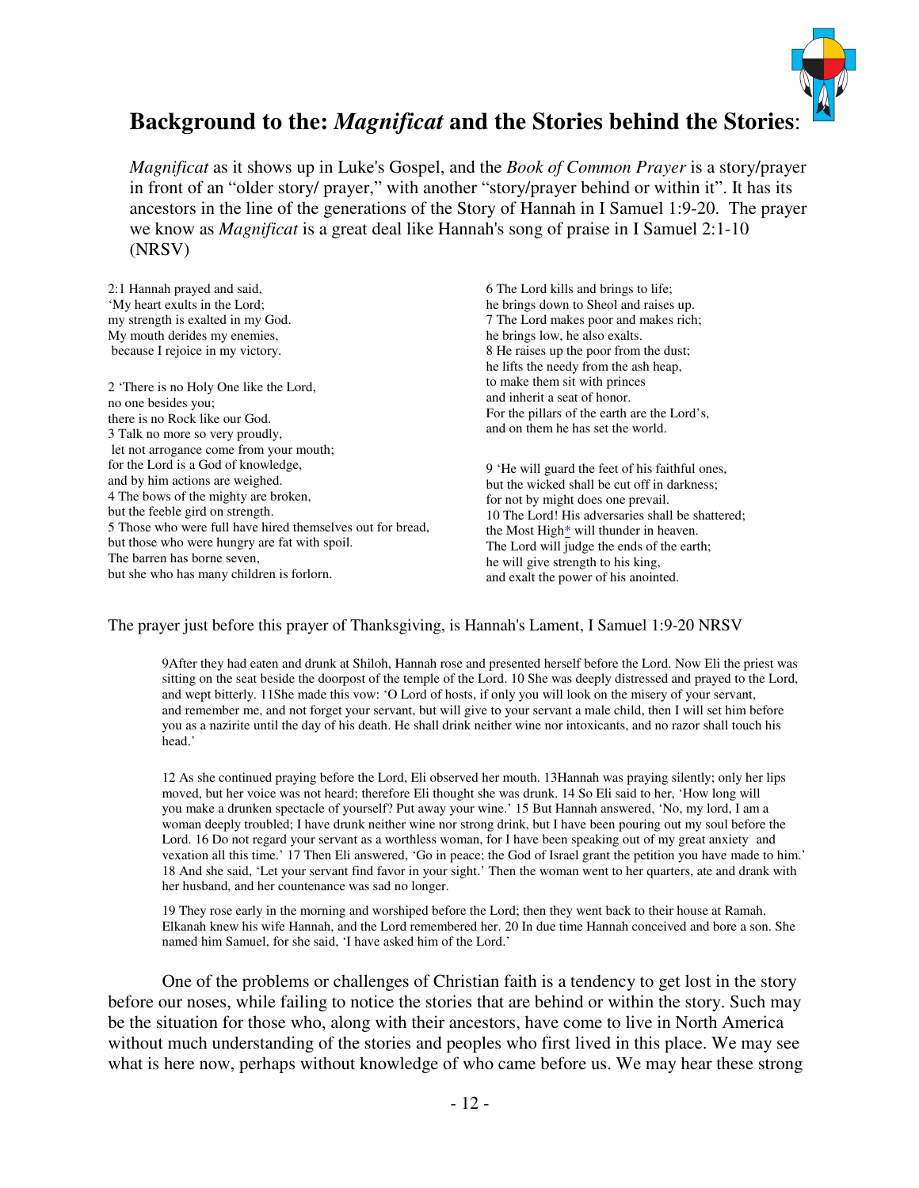## Background to the: *Magnificat* and the Stories behind the Stories:

*Magnificat* as it shows up in Luke's Gospel, and the *Book of Common Prayer* is a story/prayer in front of an "older story/ prayer," with another "story/prayer behind or within it". It has its ancestors in the line of the generations of the Story of Hannah in I Samuel 1:9-20. The prayer we know as *Magnificat* is a great deal like Hannah's song of praise in I Samuel 2:1-10 (NRSV)

2:1 Hannah prayed and said,
'My heart exults in the Lord;
my strength is exalted in my God.
My mouth derides my enemies,
because I rejoice in my victory.

2 'There is no Holy One like the Lord,
no one besides you;
there is no Rock like our God.
3 Talk no more so very proudly,
let not arrogance come from your mouth;
for the Lord is a God of knowledge,
and by him actions are weighed.
4 The bows of the mighty are broken,
but the feeble gird on strength.
5 Those who were full have hired themselves out for bread,
but those who were hungry are fat with spoil.
The barren has borne seven,
but she who has many children is forlorn.

6 The Lord kills and brings to life;
he brings down to Sheol and raises up.
7 The Lord makes poor and makes rich;
he brings low, he also exalts.
8 He raises up the poor from the dust;
he lifts the needy from the ash heap,
to make them sit with princes
and inherit a seat of honor.
For the pillars of the earth are the Lord's,
and on them he has set the world.

9 'He will guard the feet of his faithful ones,
but the wicked shall be cut off in darkness;
for not by might does one prevail.
10 The Lord! His adversaries shall be shattered;
the Most High* will thunder in heaven.
The Lord will judge the ends of the earth;
he will give strength to his king,
and exalt the power of his anointed.

The prayer just before this prayer of Thanksgiving, is Hannah's Lament, I Samuel 1:9-20 NRSV

> 9After they had eaten and drunk at Shiloh, Hannah rose and presented herself before the Lord. Now Eli the priest was sitting on the seat beside the doorpost of the temple of the Lord. 10 She was deeply distressed and prayed to the Lord, and wept bitterly. 11She made this vow: 'O Lord of hosts, if only you will look on the misery of your servant, and remember me, and not forget your servant, but will give to your servant a male child, then I will set him before you as a nazirite until the day of his death. He shall drink neither wine nor intoxicants, and no razor shall touch his head.'
>
> 12 As she continued praying before the Lord, Eli observed her mouth. 13Hannah was praying silently; only her lips moved, but her voice was not heard; therefore Eli thought she was drunk. 14 So Eli said to her, 'How long will you make a drunken spectacle of yourself? Put away your wine.' 15 But Hannah answered, 'No, my lord, I am a woman deeply troubled; I have drunk neither wine nor strong drink, but I have been pouring out my soul before the Lord. 16 Do not regard your servant as a worthless woman, for I have been speaking out of my great anxiety and vexation all this time.' 17 Then Eli answered, 'Go in peace; the God of Israel grant the petition you have made to him.' 18 And she said, 'Let your servant find favor in your sight.' Then the woman went to her quarters, ate and drank with her husband, and her countenance was sad no longer.
>
> 19 They rose early in the morning and worshiped before the Lord; then they went back to their house at Ramah. Elkanah knew his wife Hannah, and the Lord remembered her. 20 In due time Hannah conceived and bore a son. She named him Samuel, for she said, 'I have asked him of the Lord.'

One of the problems or challenges of Christian faith is a tendency to get lost in the story before our noses, while failing to notice the stories that are behind or within the story. Such may be the situation for those who, along with their ancestors, have come to live in North America without much understanding of the stories and peoples who first lived in this place. We may see what is here now, perhaps without knowledge of who came before us. We may hear these strong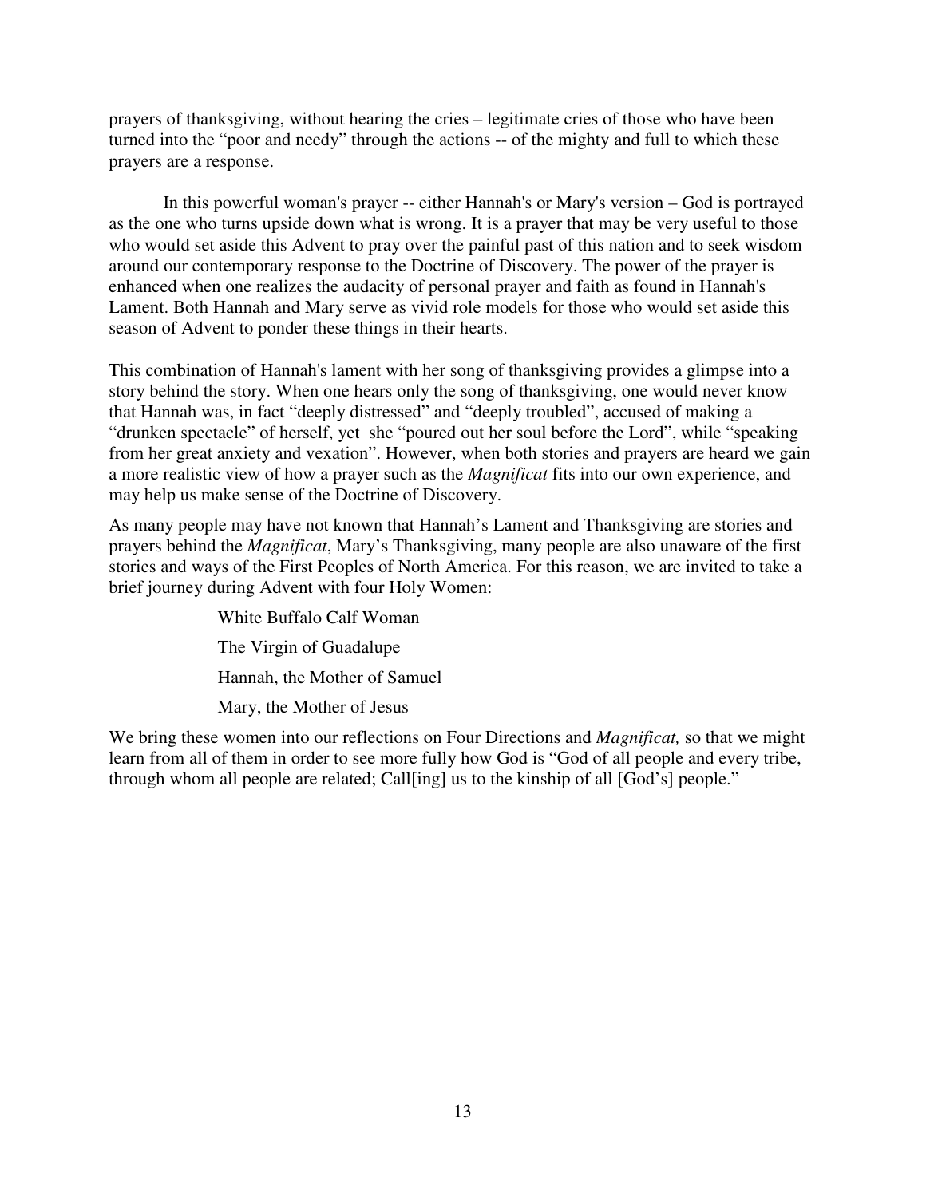prayers of thanksgiving, without hearing the cries – legitimate cries of those who have been turned into the "poor and needy" through the actions -- of the mighty and full to which these prayers are a response.

In this powerful woman's prayer -- either Hannah's or Mary's version – God is portrayed as the one who turns upside down what is wrong. It is a prayer that may be very useful to those who would set aside this Advent to pray over the painful past of this nation and to seek wisdom around our contemporary response to the Doctrine of Discovery. The power of the prayer is enhanced when one realizes the audacity of personal prayer and faith as found in Hannah's Lament. Both Hannah and Mary serve as vivid role models for those who would set aside this season of Advent to ponder these things in their hearts.

This combination of Hannah's lament with her song of thanksgiving provides a glimpse into a story behind the story. When one hears only the song of thanksgiving, one would never know that Hannah was, in fact "deeply distressed" and "deeply troubled", accused of making a "drunken spectacle" of herself, yet she "poured out her soul before the Lord", while "speaking from her great anxiety and vexation". However, when both stories and prayers are heard we gain a more realistic view of how a prayer such as the *Magnificat* fits into our own experience, and may help us make sense of the Doctrine of Discovery.

As many people may have not known that Hannah's Lament and Thanksgiving are stories and prayers behind the *Magnificat*, Mary's Thanksgiving, many people are also unaware of the first stories and ways of the First Peoples of North America. For this reason, we are invited to take a brief journey during Advent with four Holy Women:

White Buffalo Calf Woman

The Virgin of Guadalupe

Hannah, the Mother of Samuel

Mary, the Mother of Jesus

We bring these women into our reflections on Four Directions and *Magnificat,* so that we might learn from all of them in order to see more fully how God is "God of all people and every tribe, through whom all people are related; Call[ing] us to the kinship of all [God's] people."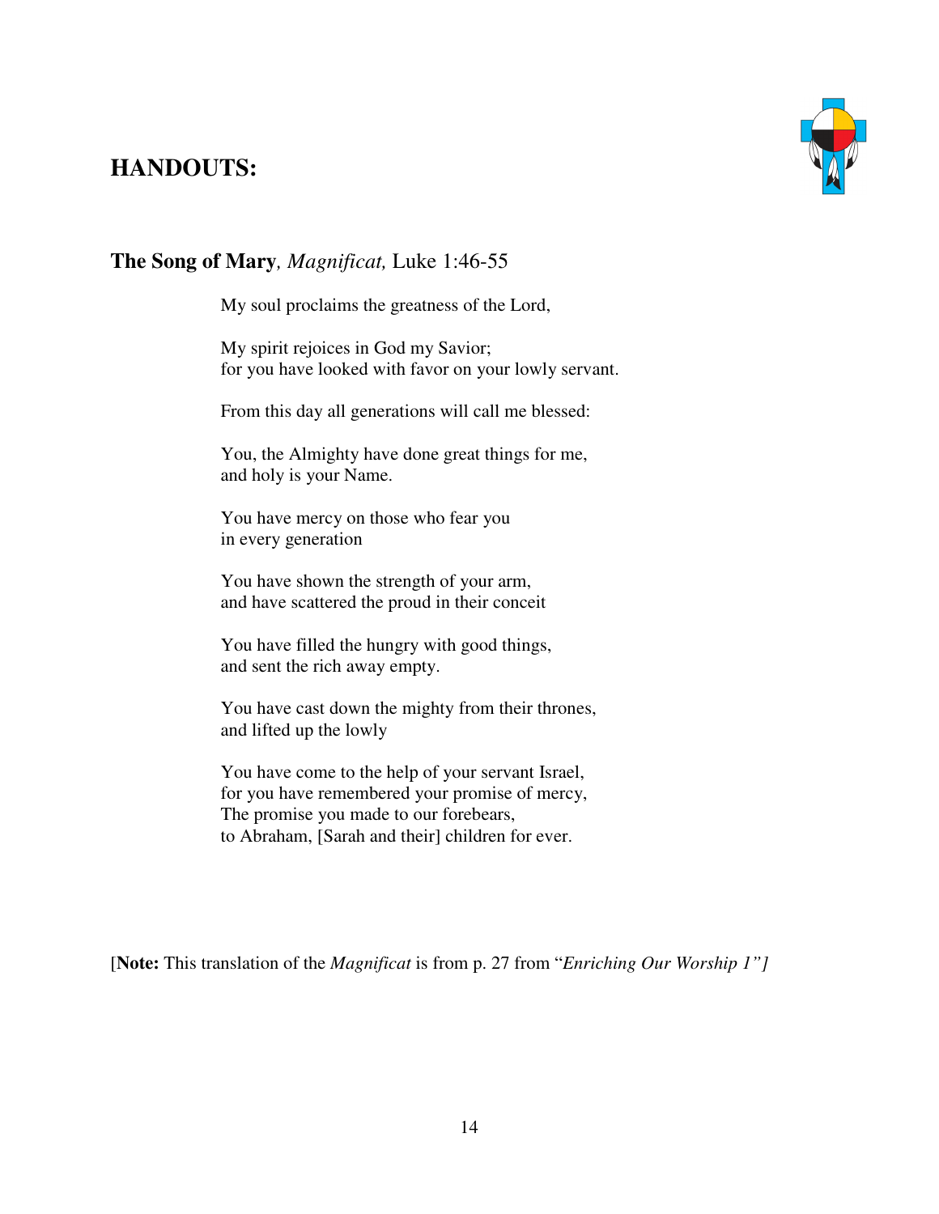## HANDOUTS:

### **The Song of Mary**, *Magnificat,* Luke 1:46-55

My soul proclaims the greatness of the Lord,

My spirit rejoices in God my Savior;
for you have looked with favor on your lowly servant.

From this day all generations will call me blessed:

You, the Almighty have done great things for me,
and holy is your Name.

You have mercy on those who fear you
in every generation

You have shown the strength of your arm,
and have scattered the proud in their conceit

You have filled the hungry with good things,
and sent the rich away empty.

You have cast down the mighty from their thrones,
and lifted up the lowly

You have come to the help of your servant Israel,
for you have remembered your promise of mercy,
The promise you made to our forebears,
to Abraham, [Sarah and their] children for ever.

[**Note:** This translation of the *Magnificat* is from p. 27 from "*Enriching Our Worship 1"]*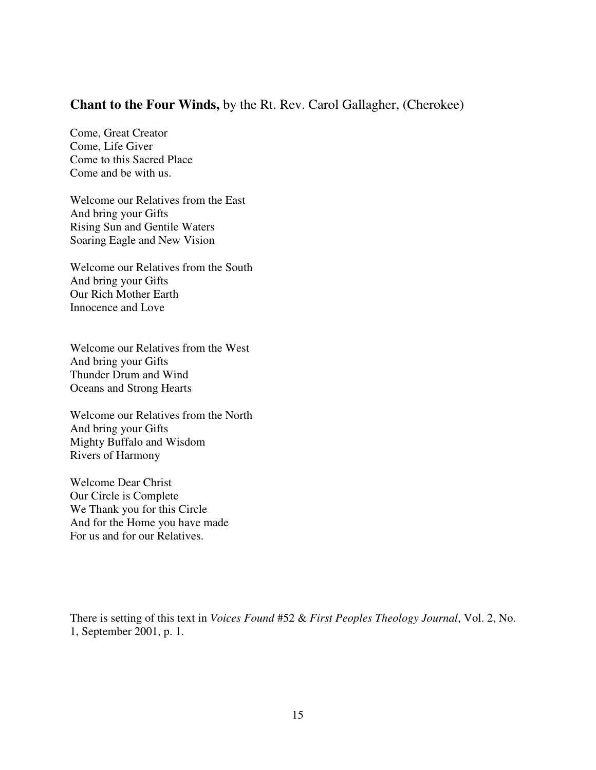**Chant to the Four Winds,** by the Rt. Rev. Carol Gallagher, (Cherokee)

Come, Great Creator  
Come, Life Giver  
Come to this Sacred Place  
Come and be with us.

Welcome our Relatives from the East  
And bring your Gifts  
Rising Sun and Gentile Waters  
Soaring Eagle and New Vision

Welcome our Relatives from the South  
And bring your Gifts  
Our Rich Mother Earth  
Innocence and Love

Welcome our Relatives from the West  
And bring your Gifts  
Thunder Drum and Wind  
Oceans and Strong Hearts

Welcome our Relatives from the North  
And bring your Gifts  
Mighty Buffalo and Wisdom  
Rivers of Harmony

Welcome Dear Christ  
Our Circle is Complete  
We Thank you for this Circle  
And for the Home you have made  
For us and for our Relatives.

There is setting of this text in *Voices Found* #52 & *First Peoples Theology Journal*, Vol. 2, No. 1, September 2001, p. 1.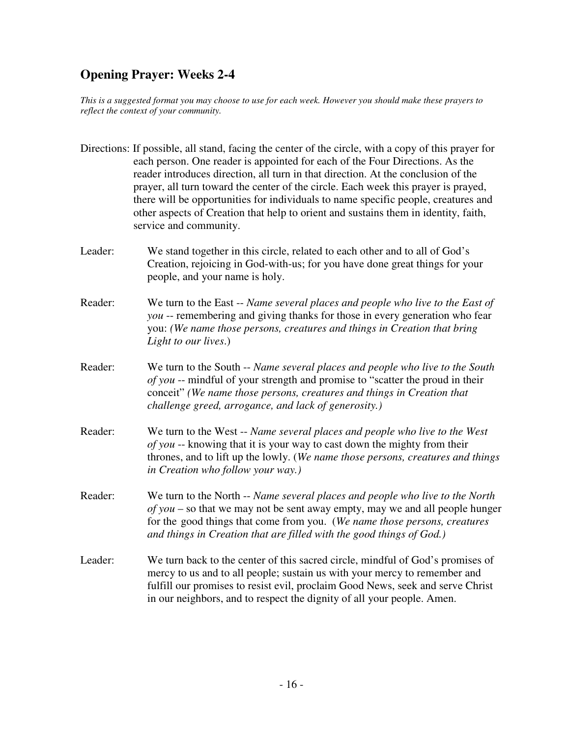## Opening Prayer: Weeks 2-4

*This is a suggested format you may choose to use for each week. However you should make these prayers to reflect the context of your community.*

Directions: If possible, all stand, facing the center of the circle, with a copy of this prayer for each person. One reader is appointed for each of the Four Directions. As the reader introduces direction, all turn in that direction. At the conclusion of the prayer, all turn toward the center of the circle. Each week this prayer is prayed, there will be opportunities for individuals to name specific people, creatures and other aspects of Creation that help to orient and sustains them in identity, faith, service and community.

Leader: We stand together in this circle, related to each other and to all of God's Creation, rejoicing in God-with-us; for you have done great things for your people, and your name is holy.

Reader: We turn to the East -- *Name several places and people who live to the East of you* -- remembering and giving thanks for those in every generation who fear you: *(We name those persons, creatures and things in Creation that bring Light to our lives.*)

Reader: We turn to the South -- *Name several places and people who live to the South of you* -- mindful of your strength and promise to "scatter the proud in their conceit" *(We name those persons, creatures and things in Creation that challenge greed, arrogance, and lack of generosity.)*

Reader: We turn to the West -- *Name several places and people who live to the West of you* -- knowing that it is your way to cast down the mighty from their thrones, and to lift up the lowly. (*We name those persons, creatures and things in Creation who follow your way.)*

Reader: We turn to the North -- *Name several places and people who live to the North of you* – so that we may not be sent away empty, may we and all people hunger for the good things that come from you. (*We name those persons, creatures and things in Creation that are filled with the good things of God.)*

Leader: We turn back to the center of this sacred circle, mindful of God's promises of mercy to us and to all people; sustain us with your mercy to remember and fulfill our promises to resist evil, proclaim Good News, seek and serve Christ in our neighbors, and to respect the dignity of all your people. Amen.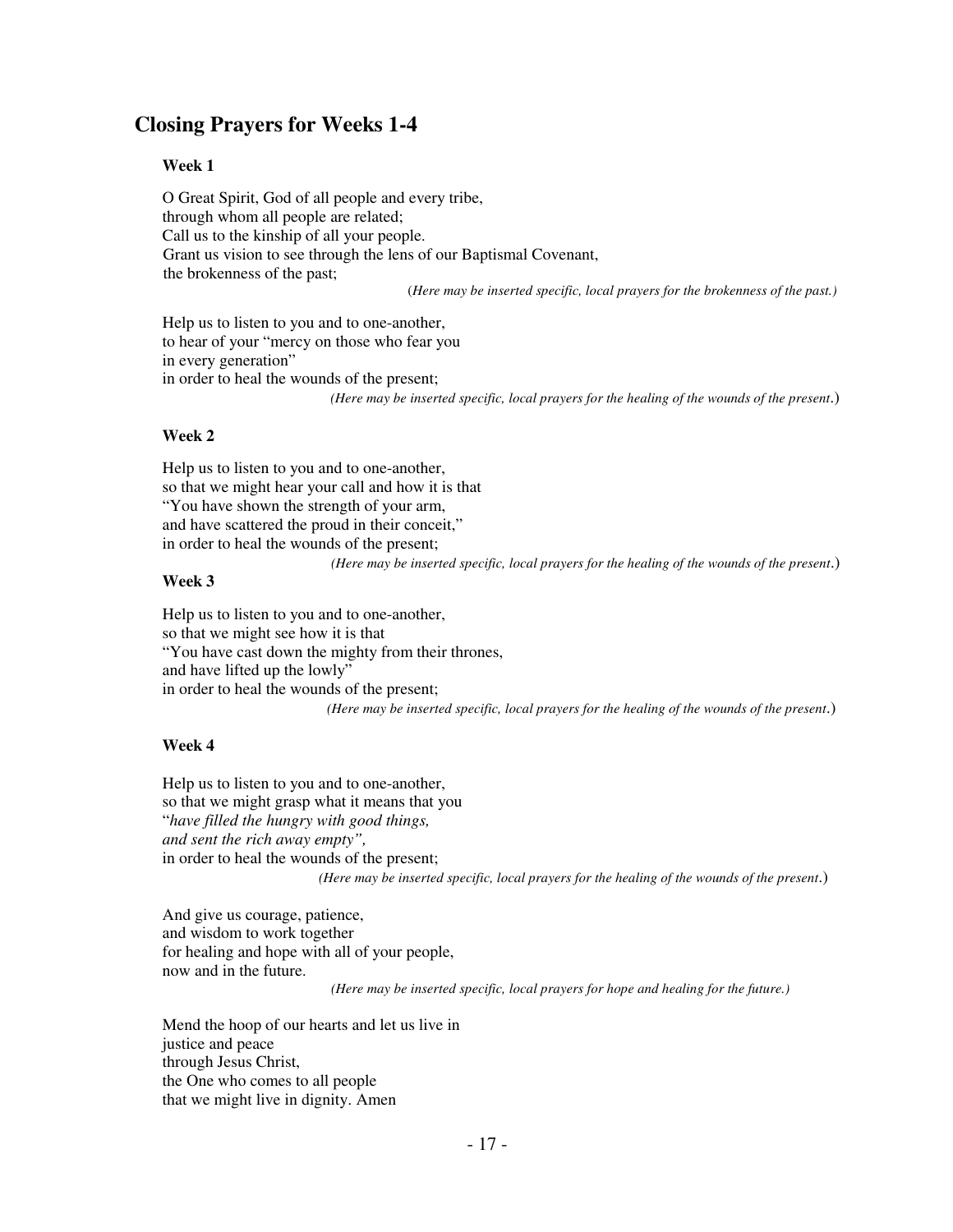## Closing Prayers for Weeks 1-4

### Week 1

O Great Spirit, God of all people and every tribe,  
through whom all people are related;  
Call us to the kinship of all your people.  
Grant us vision to see through the lens of our Baptismal Covenant,  
the brokenness of the past;

(*Here may be inserted specific, local prayers for the brokenness of the past.)*

Help us to listen to you and to one-another,  
to hear of your "mercy on those who fear you  
in every generation"  
in order to heal the wounds of the present;

*(Here may be inserted specific, local prayers for the healing of the wounds of the present*.)

### Week 2

Help us to listen to you and to one-another,  
so that we might hear your call and how it is that  
"You have shown the strength of your arm,  
and have scattered the proud in their conceit,"  
in order to heal the wounds of the present;

*(Here may be inserted specific, local prayers for the healing of the wounds of the present*.)

### Week 3

Help us to listen to you and to one-another,  
so that we might see how it is that  
"You have cast down the mighty from their thrones,  
and have lifted up the lowly"  
in order to heal the wounds of the present;

*(Here may be inserted specific, local prayers for the healing of the wounds of the present*.)

### Week 4

Help us to listen to you and to one-another,  
so that we might grasp what it means that you  
"*have filled the hungry with good things,*  
*and sent the rich away empty",*  
in order to heal the wounds of the present;

*(Here may be inserted specific, local prayers for the healing of the wounds of the present*.)

And give us courage, patience,  
and wisdom to work together  
for healing and hope with all of your people,  
now and in the future.

*(Here may be inserted specific, local prayers for hope and healing for the future.)*

Mend the hoop of our hearts and let us live in  
justice and peace  
through Jesus Christ,  
the One who comes to all people  
that we might live in dignity. Amen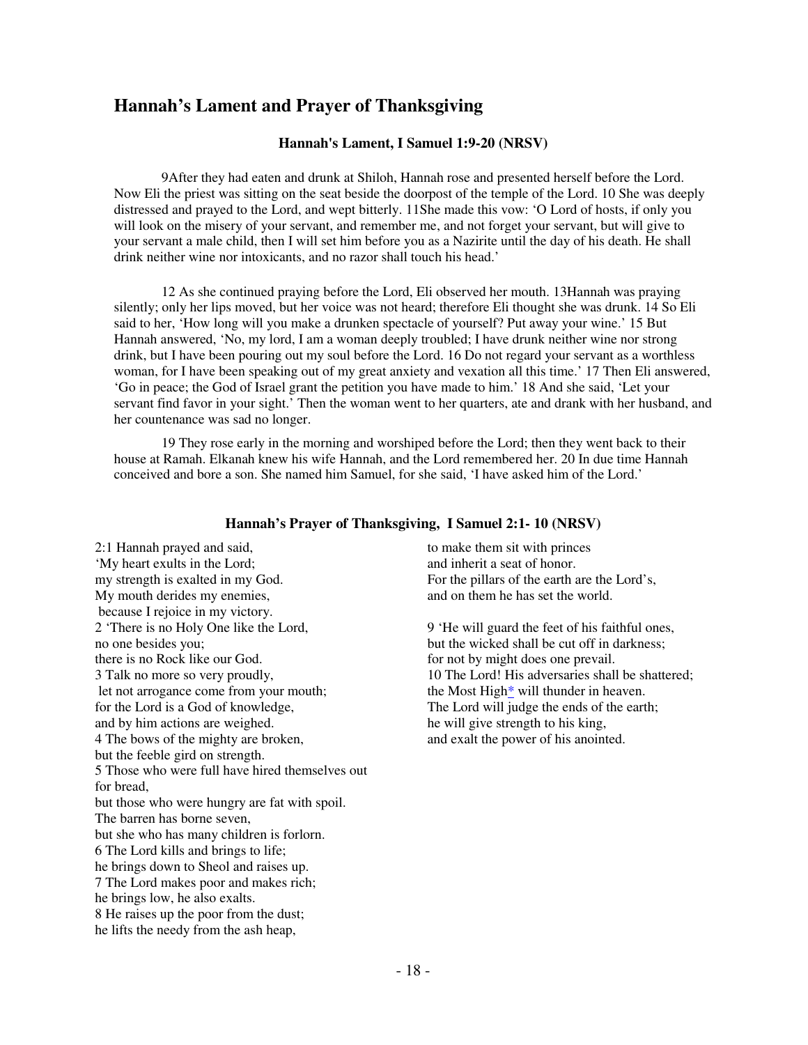## Hannah's Lament and Prayer of Thanksgiving

### Hannah's Lament, I Samuel 1:9-20 (NRSV)

9After they had eaten and drunk at Shiloh, Hannah rose and presented herself before the Lord. Now Eli the priest was sitting on the seat beside the doorpost of the temple of the Lord. 10 She was deeply distressed and prayed to the Lord, and wept bitterly. 11She made this vow: 'O Lord of hosts, if only you will look on the misery of your servant, and remember me, and not forget your servant, but will give to your servant a male child, then I will set him before you as a Nazirite until the day of his death. He shall drink neither wine nor intoxicants, and no razor shall touch his head.'

12 As she continued praying before the Lord, Eli observed her mouth. 13Hannah was praying silently; only her lips moved, but her voice was not heard; therefore Eli thought she was drunk. 14 So Eli said to her, 'How long will you make a drunken spectacle of yourself? Put away your wine.' 15 But Hannah answered, 'No, my lord, I am a woman deeply troubled; I have drunk neither wine nor strong drink, but I have been pouring out my soul before the Lord. 16 Do not regard your servant as a worthless woman, for I have been speaking out of my great anxiety and vexation all this time.' 17 Then Eli answered, 'Go in peace; the God of Israel grant the petition you have made to him.' 18 And she said, 'Let your servant find favor in your sight.' Then the woman went to her quarters, ate and drank with her husband, and her countenance was sad no longer.

19 They rose early in the morning and worshiped before the Lord; then they went back to their house at Ramah. Elkanah knew his wife Hannah, and the Lord remembered her. 20 In due time Hannah conceived and bore a son. She named him Samuel, for she said, 'I have asked him of the Lord.'

### Hannah's Prayer of Thanksgiving, I Samuel 2:1- 10 (NRSV)

2:1 Hannah prayed and said,  
'My heart exults in the Lord;  
my strength is exalted in my God.  
My mouth derides my enemies,  
because I rejoice in my victory.  
2 'There is no Holy One like the Lord,  
no one besides you;  
there is no Rock like our God.  
3 Talk no more so very proudly,  
let not arrogance come from your mouth;  
for the Lord is a God of knowledge,  
and by him actions are weighed.  
4 The bows of the mighty are broken,  
but the feeble gird on strength.  
5 Those who were full have hired themselves out for bread,  
but those who were hungry are fat with spoil.  
The barren has borne seven,  
but she who has many children is forlorn.  
6 The Lord kills and brings to life;  
he brings down to Sheol and raises up.  
7 The Lord makes poor and makes rich;  
he brings low, he also exalts.  
8 He raises up the poor from the dust;  
he lifts the needy from the ash heap,  
to make them sit with princes  
and inherit a seat of honor.  
For the pillars of the earth are the Lord's,  
and on them he has set the world.

9 'He will guard the feet of his faithful ones,  
but the wicked shall be cut off in darkness;  
for not by might does one prevail.  
10 The Lord! His adversaries shall be shattered;  
the Most High* will thunder in heaven.  
The Lord will judge the ends of the earth;  
he will give strength to his king,  
and exalt the power of his anointed.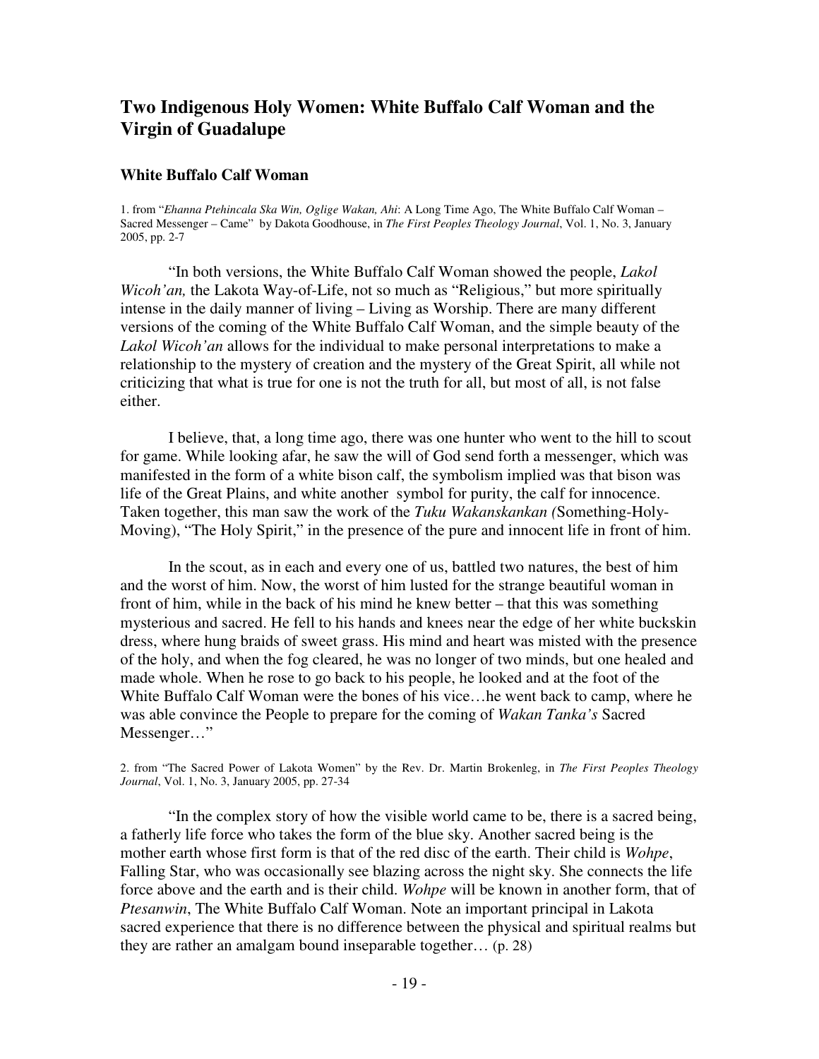# Two Indigenous Holy Women: White Buffalo Calf Woman and the Virgin of Guadalupe

## White Buffalo Calf Woman

1. from "*Ehanna Ptehincala Ska Win, Oglige Wakan, Ahi*: A Long Time Ago, The White Buffalo Calf Woman – Sacred Messenger – Came" by Dakota Goodhouse, in *The First Peoples Theology Journal*, Vol. 1, No. 3, January 2005, pp. 2-7

"In both versions, the White Buffalo Calf Woman showed the people, *Lakol Wicoh'an,* the Lakota Way-of-Life, not so much as "Religious," but more spiritually intense in the daily manner of living – Living as Worship. There are many different versions of the coming of the White Buffalo Calf Woman, and the simple beauty of the *Lakol Wicoh'an* allows for the individual to make personal interpretations to make a relationship to the mystery of creation and the mystery of the Great Spirit, all while not criticizing that what is true for one is not the truth for all, but most of all, is not false either.

I believe, that, a long time ago, there was one hunter who went to the hill to scout for game. While looking afar, he saw the will of God send forth a messenger, which was manifested in the form of a white bison calf, the symbolism implied was that bison was life of the Great Plains, and white another symbol for purity, the calf for innocence. Taken together, this man saw the work of the *Tuku Wakanskankan (*Something-Holy-Moving), "The Holy Spirit," in the presence of the pure and innocent life in front of him.

In the scout, as in each and every one of us, battled two natures, the best of him and the worst of him. Now, the worst of him lusted for the strange beautiful woman in front of him, while in the back of his mind he knew better – that this was something mysterious and sacred. He fell to his hands and knees near the edge of her white buckskin dress, where hung braids of sweet grass. His mind and heart was misted with the presence of the holy, and when the fog cleared, he was no longer of two minds, but one healed and made whole. When he rose to go back to his people, he looked and at the foot of the White Buffalo Calf Woman were the bones of his vice…he went back to camp, where he was able convince the People to prepare for the coming of *Wakan Tanka's* Sacred Messenger…"

2. from "The Sacred Power of Lakota Women" by the Rev. Dr. Martin Brokenleg, in *The First Peoples Theology Journal*, Vol. 1, No. 3, January 2005, pp. 27-34

"In the complex story of how the visible world came to be, there is a sacred being, a fatherly life force who takes the form of the blue sky. Another sacred being is the mother earth whose first form is that of the red disc of the earth. Their child is *Wohpe*, Falling Star, who was occasionally see blazing across the night sky. She connects the life force above and the earth and is their child. *Wohpe* will be known in another form, that of *Ptesanwin*, The White Buffalo Calf Woman. Note an important principal in Lakota sacred experience that there is no difference between the physical and spiritual realms but they are rather an amalgam bound inseparable together… (p. 28)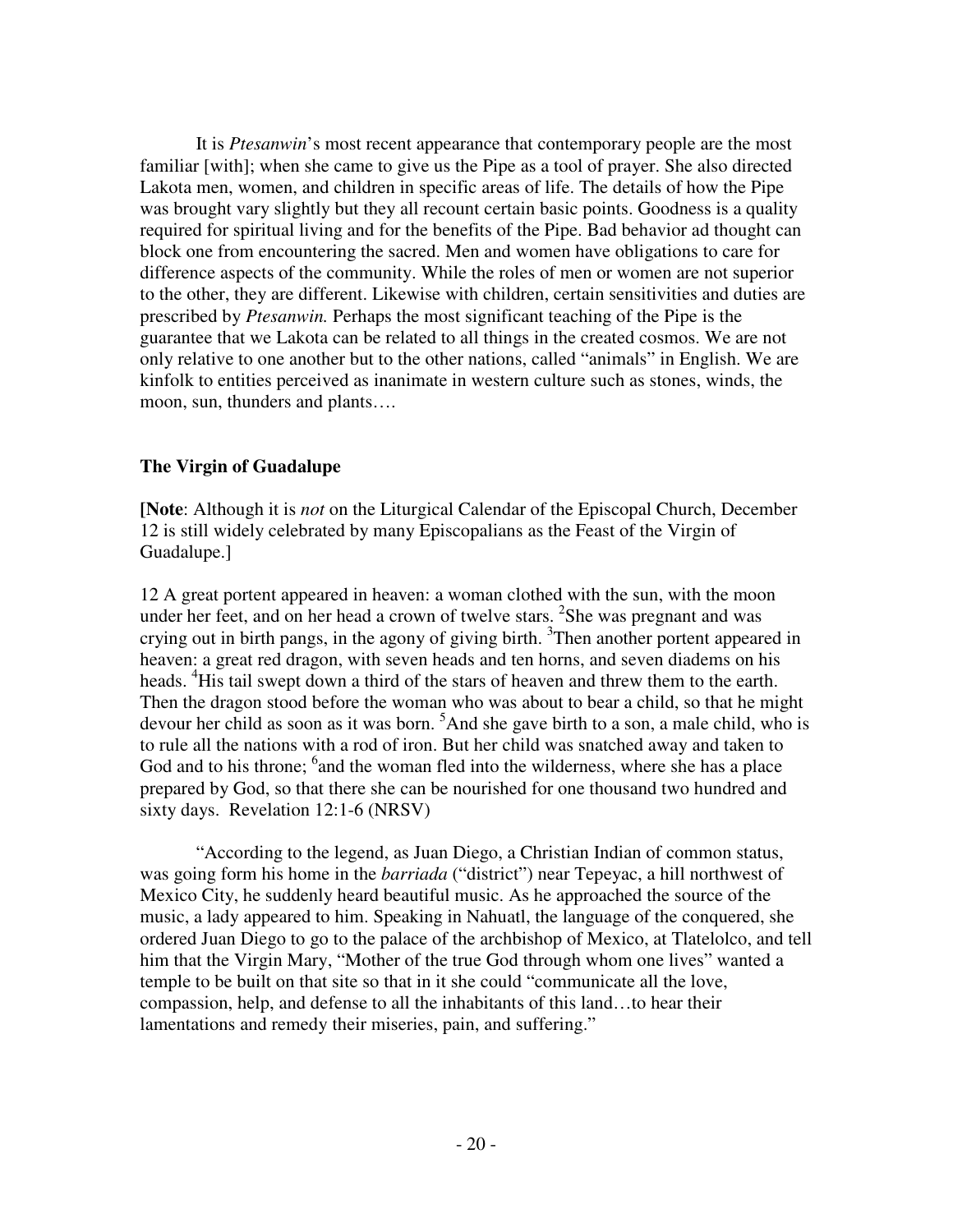It is *Ptesanwin*'s most recent appearance that contemporary people are the most familiar [with]; when she came to give us the Pipe as a tool of prayer. She also directed Lakota men, women, and children in specific areas of life. The details of how the Pipe was brought vary slightly but they all recount certain basic points. Goodness is a quality required for spiritual living and for the benefits of the Pipe. Bad behavior ad thought can block one from encountering the sacred. Men and women have obligations to care for difference aspects of the community. While the roles of men or women are not superior to the other, they are different. Likewise with children, certain sensitivities and duties are prescribed by *Ptesanwin.* Perhaps the most significant teaching of the Pipe is the guarantee that we Lakota can be related to all things in the created cosmos. We are not only relative to one another but to the other nations, called "animals" in English. We are kinfolk to entities perceived as inanimate in western culture such as stones, winds, the moon, sun, thunders and plants….

### The Virgin of Guadalupe

**[Note**: Although it is *not* on the Liturgical Calendar of the Episcopal Church, December 12 is still widely celebrated by many Episcopalians as the Feast of the Virgin of Guadalupe.]

12 A great portent appeared in heaven: a woman clothed with the sun, with the moon under her feet, and on her head a crown of twelve stars. [2]She was pregnant and was crying out in birth pangs, in the agony of giving birth. [3]Then another portent appeared in heaven: a great red dragon, with seven heads and ten horns, and seven diadems on his heads. [4]His tail swept down a third of the stars of heaven and threw them to the earth. Then the dragon stood before the woman who was about to bear a child, so that he might devour her child as soon as it was born. [5]And she gave birth to a son, a male child, who is to rule all the nations with a rod of iron. But her child was snatched away and taken to God and to his throne; [6]and the woman fled into the wilderness, where she has a place prepared by God, so that there she can be nourished for one thousand two hundred and sixty days. Revelation 12:1-6 (NRSV)

"According to the legend, as Juan Diego, a Christian Indian of common status, was going form his home in the *barriada* ("district") near Tepeyac, a hill northwest of Mexico City, he suddenly heard beautiful music. As he approached the source of the music, a lady appeared to him. Speaking in Nahuatl, the language of the conquered, she ordered Juan Diego to go to the palace of the archbishop of Mexico, at Tlatelolco, and tell him that the Virgin Mary, "Mother of the true God through whom one lives" wanted a temple to be built on that site so that in it she could "communicate all the love, compassion, help, and defense to all the inhabitants of this land…to hear their lamentations and remedy their miseries, pain, and suffering."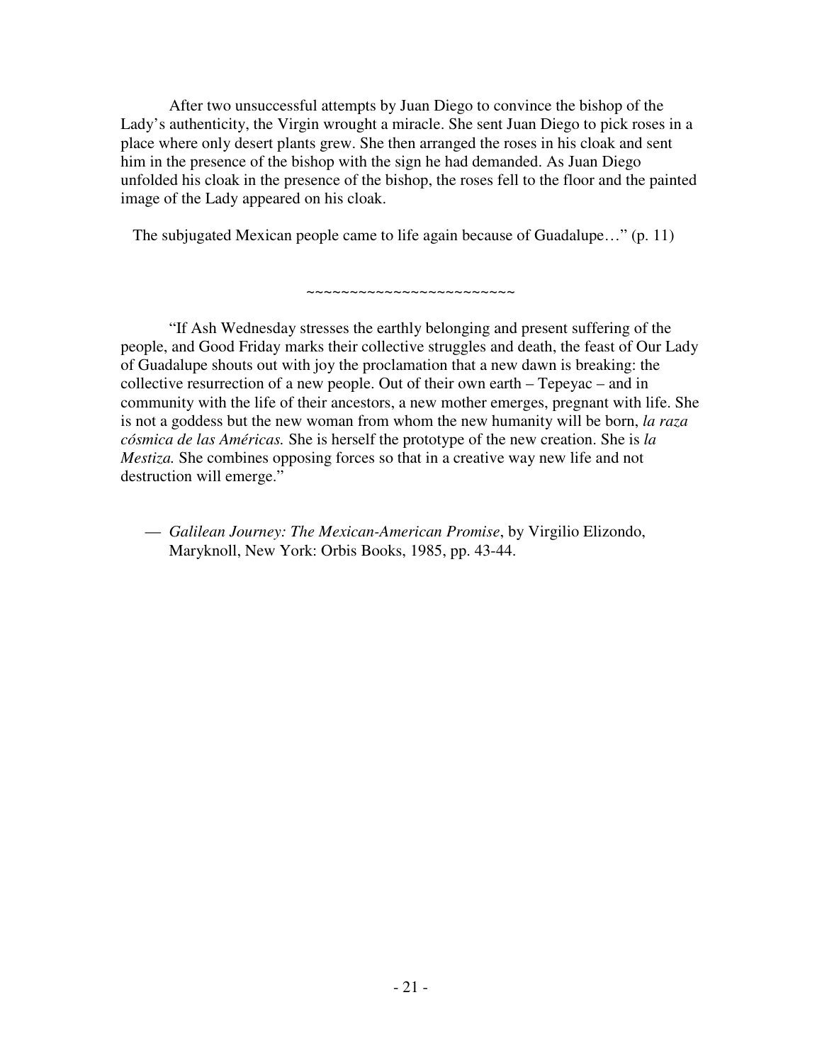After two unsuccessful attempts by Juan Diego to convince the bishop of the Lady's authenticity, the Virgin wrought a miracle. She sent Juan Diego to pick roses in a place where only desert plants grew. She then arranged the roses in his cloak and sent him in the presence of the bishop with the sign he had demanded. As Juan Diego unfolded his cloak in the presence of the bishop, the roses fell to the floor and the painted image of the Lady appeared on his cloak.

The subjugated Mexican people came to life again because of Guadalupe…" (p. 11)

~~~~~~~~~~~~~~~~~~~~~~~~

"If Ash Wednesday stresses the earthly belonging and present suffering of the people, and Good Friday marks their collective struggles and death, the feast of Our Lady of Guadalupe shouts out with joy the proclamation that a new dawn is breaking: the collective resurrection of a new people. Out of their own earth – Tepeyac – and in community with the life of their ancestors, a new mother emerges, pregnant with life. She is not a goddess but the new woman from whom the new humanity will be born, *la raza cósmica de las Américas.* She is herself the prototype of the new creation. She is *la Mestiza.* She combines opposing forces so that in a creative way new life and not destruction will emerge."

— *Galilean Journey: The Mexican-American Promise*, by Virgilio Elizondo, Maryknoll, New York: Orbis Books, 1985, pp. 43-44.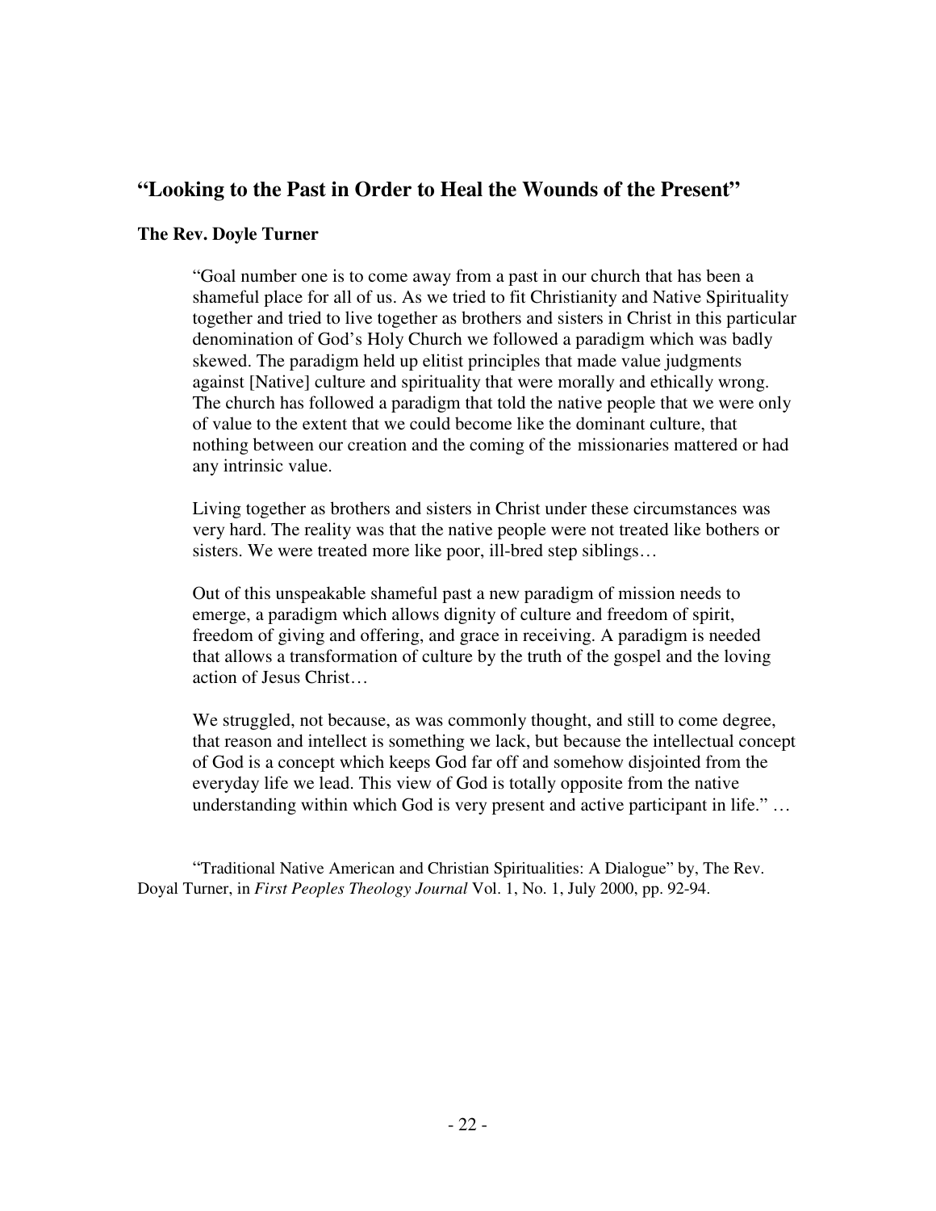## "Looking to the Past in Order to Heal the Wounds of the Present"

**The Rev. Doyle Turner**

> "Goal number one is to come away from a past in our church that has been a shameful place for all of us. As we tried to fit Christianity and Native Spirituality together and tried to live together as brothers and sisters in Christ in this particular denomination of God's Holy Church we followed a paradigm which was badly skewed. The paradigm held up elitist principles that made value judgments against [Native] culture and spirituality that were morally and ethically wrong. The church has followed a paradigm that told the native people that we were only of value to the extent that we could become like the dominant culture, that nothing between our creation and the coming of the missionaries mattered or had any intrinsic value.
>
> Living together as brothers and sisters in Christ under these circumstances was very hard. The reality was that the native people were not treated like bothers or sisters. We were treated more like poor, ill-bred step siblings…
>
> Out of this unspeakable shameful past a new paradigm of mission needs to emerge, a paradigm which allows dignity of culture and freedom of spirit, freedom of giving and offering, and grace in receiving. A paradigm is needed that allows a transformation of culture by the truth of the gospel and the loving action of Jesus Christ…
>
> We struggled, not because, as was commonly thought, and still to come degree, that reason and intellect is something we lack, but because the intellectual concept of God is a concept which keeps God far off and somehow disjointed from the everyday life we lead. This view of God is totally opposite from the native understanding within which God is very present and active participant in life." …

"Traditional Native American and Christian Spiritualities: A Dialogue" by, The Rev. Doyal Turner, in *First Peoples Theology Journal* Vol. 1, No. 1, July 2000, pp. 92-94.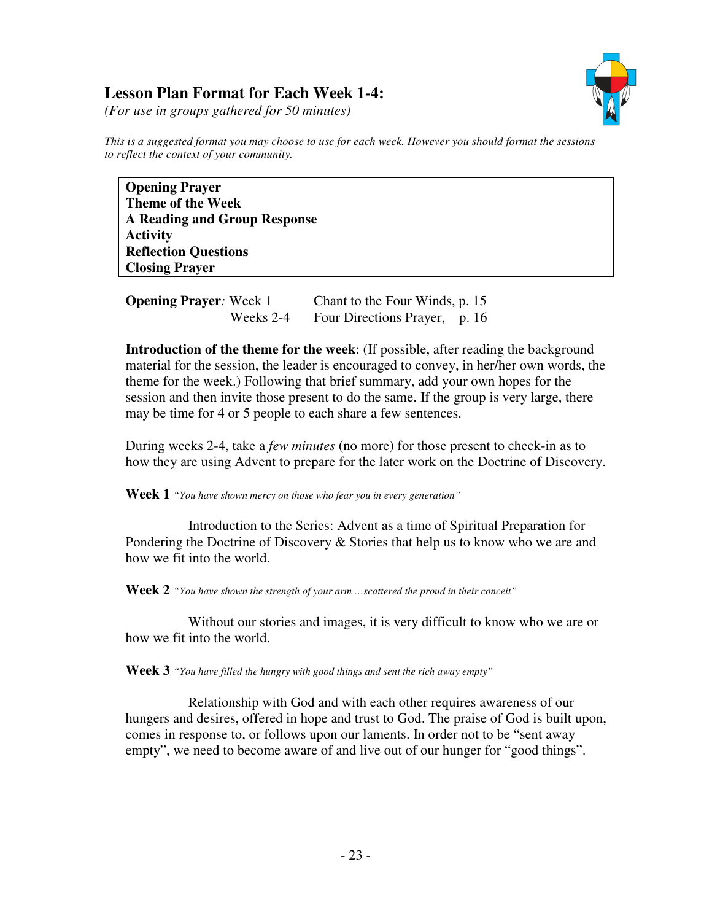## Lesson Plan Format for Each Week 1-4:

*(For use in groups gathered for 50 minutes)*

*This is a suggested format you may choose to use for each week. However you should format the sessions to reflect the context of your community.*

**Opening Prayer**
**Theme of the Week**
**A Reading and Group Response**
**Activity**
**Reflection Questions**
**Closing Prayer**

| **Opening Prayer***:* | | |
|---|---|---|
| | Week 1 | Chant to the Four Winds, p. 15 |
| | Weeks 2-4 | Four Directions Prayer, p. 16 |

**Introduction of the theme for the week**: (If possible, after reading the background material for the session, the leader is encouraged to convey, in her/his own words, the theme for the week.) Following that brief summary, add your own hopes for the session and then invite those present to do the same. If the group is very large, there may be time for 4 or 5 people to each share a few sentences.

During weeks 2-4, take a *few minutes* (no more) for those present to check-in as to how they are using Advent to prepare for the later work on the Doctrine of Discovery.

**Week 1** *"You have shown mercy on those who fear you in every generation"*

Introduction to the Series: Advent as a time of Spiritual Preparation for Pondering the Doctrine of Discovery & Stories that help us to know who we are and how we fit into the world.

**Week 2** *"You have shown the strength of your arm …scattered the proud in their conceit"*

Without our stories and images, it is very difficult to know who we are or how we fit into the world.

**Week 3** *"You have filled the hungry with good things and sent the rich away empty"*

Relationship with God and with each other requires awareness of our hungers and desires, offered in hope and trust to God. The praise of God is built upon, comes in response to, or follows upon our laments. In order not to be "sent away empty", we need to become aware of and live out of our hunger for "good things".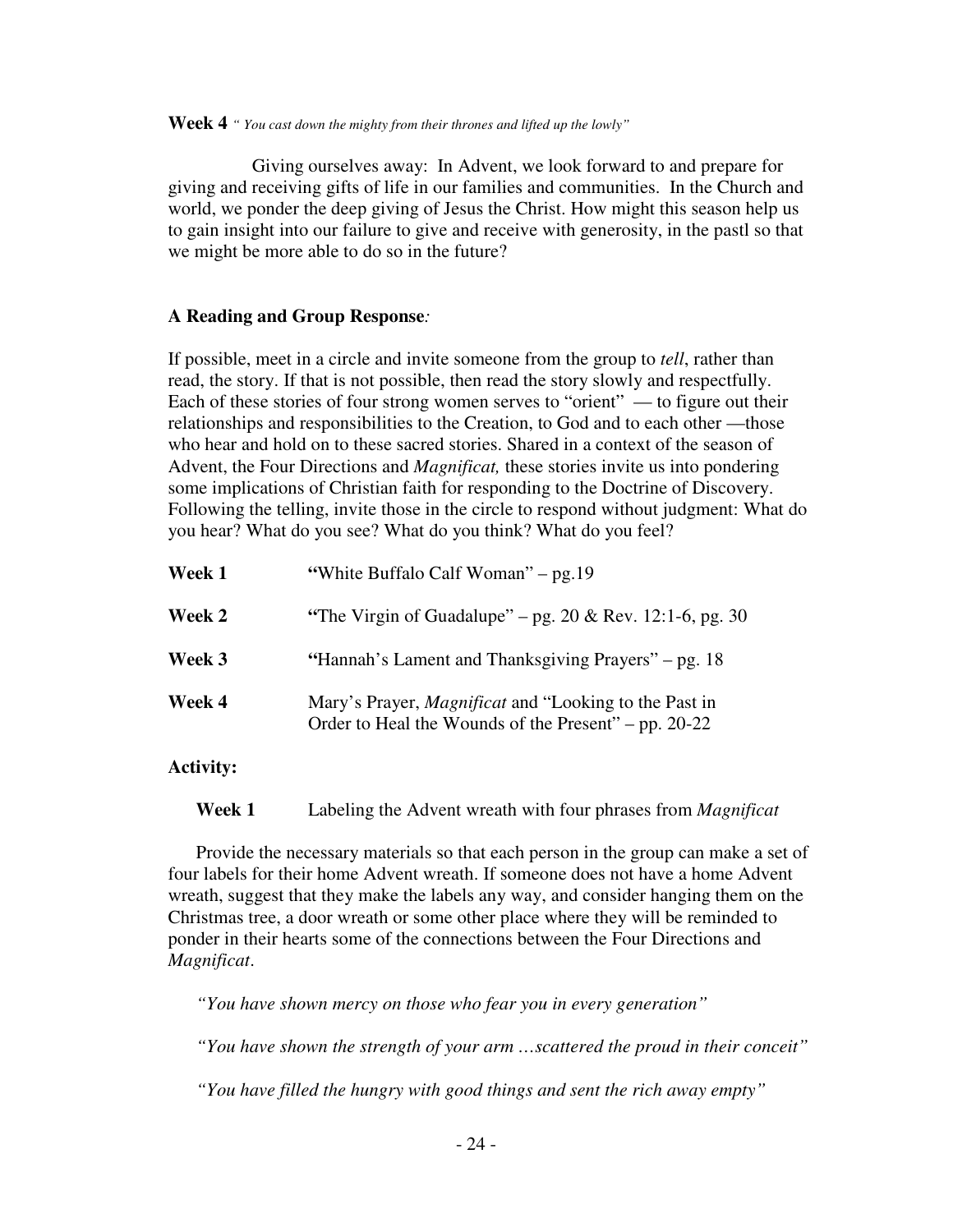**Week 4** *" You cast down the mighty from their thrones and lifted up the lowly"*

Giving ourselves away: In Advent, we look forward to and prepare for giving and receiving gifts of life in our families and communities. In the Church and world, we ponder the deep giving of Jesus the Christ. How might this season help us to gain insight into our failure to give and receive with generosity, in the pastl so that we might be more able to do so in the future?

### A Reading and Group Response*:*

If possible, meet in a circle and invite someone from the group to *tell*, rather than read, the story. If that is not possible, then read the story slowly and respectfully. Each of these stories of four strong women serves to "orient" — to figure out their relationships and responsibilities to the Creation, to God and to each other —those who hear and hold on to these sacred stories. Shared in a context of the season of Advent, the Four Directions and *Magnificat,* these stories invite us into pondering some implications of Christian faith for responding to the Doctrine of Discovery. Following the telling, invite those in the circle to respond without judgment: What do you hear? What do you see? What do you think? What do you feel?

| | |
|---|---|
| **Week 1** | **"**White Buffalo Calf Woman" – pg.19 |
| **Week 2** | **"**The Virgin of Guadalupe" – pg. 20 & Rev. 12:1-6, pg. 30 |
| **Week 3** | **"**Hannah's Lament and Thanksgiving Prayers" – pg. 18 |
| **Week 4** | Mary's Prayer, *Magnificat* and "Looking to the Past in Order to Heal the Wounds of the Present" – pp. 20-22 |

### Activity:

**Week 1** Labeling the Advent wreath with four phrases from *Magnificat*

Provide the necessary materials so that each person in the group can make a set of four labels for their home Advent wreath. If someone does not have a home Advent wreath, suggest that they make the labels any way, and consider hanging them on the Christmas tree, a door wreath or some other place where they will be reminded to ponder in their hearts some of the connections between the Four Directions and *Magnificat*.

*"You have shown mercy on those who fear you in every generation"*

*"You have shown the strength of your arm …scattered the proud in their conceit"*

*"You have filled the hungry with good things and sent the rich away empty"*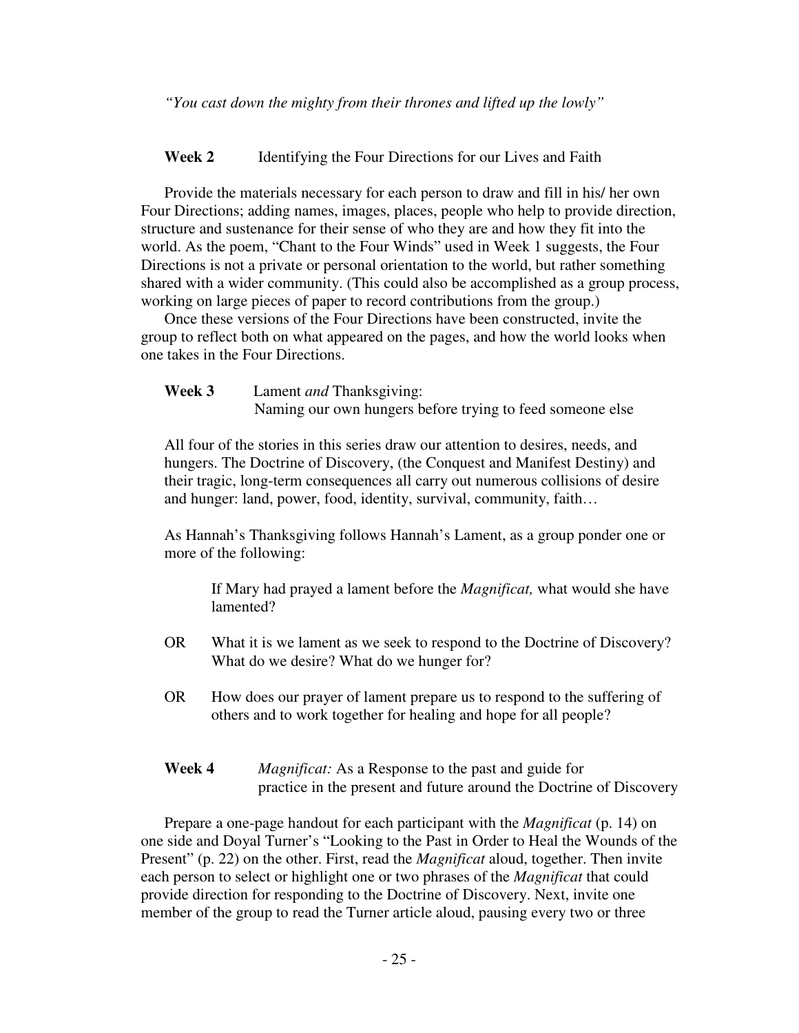*"You cast down the mighty from their thrones and lifted up the lowly"*

**Week 2** Identifying the Four Directions for our Lives and Faith

Provide the materials necessary for each person to draw and fill in his/ her own Four Directions; adding names, images, places, people who help to provide direction, structure and sustenance for their sense of who they are and how they fit into the world. As the poem, "Chant to the Four Winds" used in Week 1 suggests, the Four Directions is not a private or personal orientation to the world, but rather something shared with a wider community. (This could also be accomplished as a group process, working on large pieces of paper to record contributions from the group.)

Once these versions of the Four Directions have been constructed, invite the group to reflect both on what appeared on the pages, and how the world looks when one takes in the Four Directions.

**Week 3** Lament *and* Thanksgiving:
Naming our own hungers before trying to feed someone else

All four of the stories in this series draw our attention to desires, needs, and hungers. The Doctrine of Discovery, (the Conquest and Manifest Destiny) and their tragic, long-term consequences all carry out numerous collisions of desire and hunger: land, power, food, identity, survival, community, faith…

As Hannah's Thanksgiving follows Hannah's Lament, as a group ponder one or more of the following:

If Mary had prayed a lament before the *Magnificat,* what would she have lamented?

OR What it is we lament as we seek to respond to the Doctrine of Discovery? What do we desire? What do we hunger for?

OR How does our prayer of lament prepare us to respond to the suffering of others and to work together for healing and hope for all people?

**Week 4** *Magnificat:* As a Response to the past and guide for practice in the present and future around the Doctrine of Discovery

Prepare a one-page handout for each participant with the *Magnificat* (p. 14) on one side and Doyal Turner's "Looking to the Past in Order to Heal the Wounds of the Present" (p. 22) on the other. First, read the *Magnificat* aloud, together. Then invite each person to select or highlight one or two phrases of the *Magnificat* that could provide direction for responding to the Doctrine of Discovery. Next, invite one member of the group to read the Turner article aloud, pausing every two or three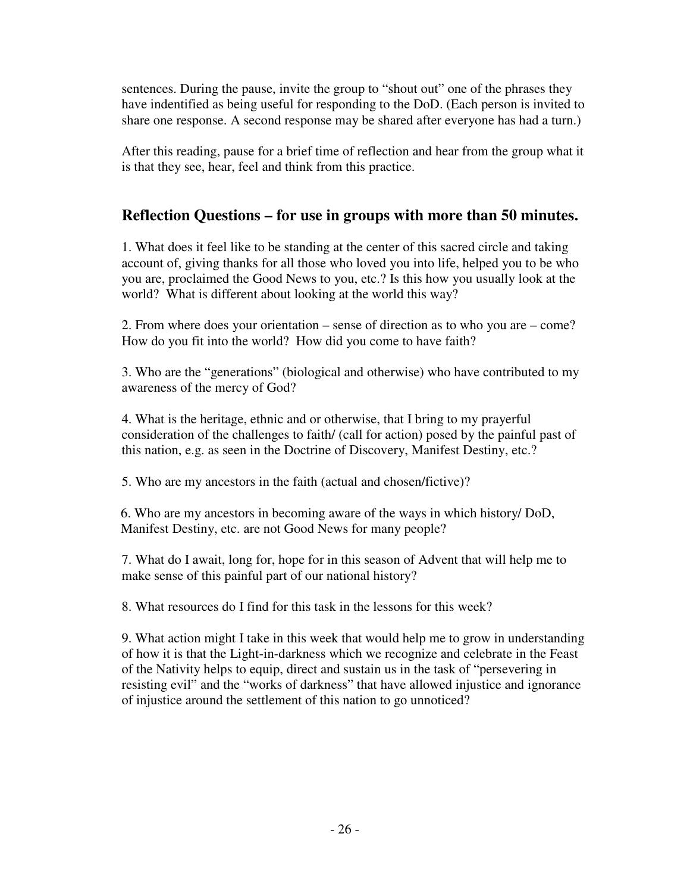sentences. During the pause, invite the group to "shout out" one of the phrases they have indentified as being useful for responding to the DoD. (Each person is invited to share one response. A second response may be shared after everyone has had a turn.)

After this reading, pause for a brief time of reflection and hear from the group what it is that they see, hear, feel and think from this practice.

## Reflection Questions – for use in groups with more than 50 minutes.

1. What does it feel like to be standing at the center of this sacred circle and taking account of, giving thanks for all those who loved you into life, helped you to be who you are, proclaimed the Good News to you, etc.? Is this how you usually look at the world? What is different about looking at the world this way?

2. From where does your orientation – sense of direction as to who you are – come? How do you fit into the world? How did you come to have faith?

3. Who are the "generations" (biological and otherwise) who have contributed to my awareness of the mercy of God?

4. What is the heritage, ethnic and or otherwise, that I bring to my prayerful consideration of the challenges to faith/ (call for action) posed by the painful past of this nation, e.g. as seen in the Doctrine of Discovery, Manifest Destiny, etc.?

5. Who are my ancestors in the faith (actual and chosen/fictive)?

6. Who are my ancestors in becoming aware of the ways in which history/ DoD, Manifest Destiny, etc. are not Good News for many people?

7. What do I await, long for, hope for in this season of Advent that will help me to make sense of this painful part of our national history?

8. What resources do I find for this task in the lessons for this week?

9. What action might I take in this week that would help me to grow in understanding of how it is that the Light-in-darkness which we recognize and celebrate in the Feast of the Nativity helps to equip, direct and sustain us in the task of "persevering in resisting evil" and the "works of darkness" that have allowed injustice and ignorance of injustice around the settlement of this nation to go unnoticed?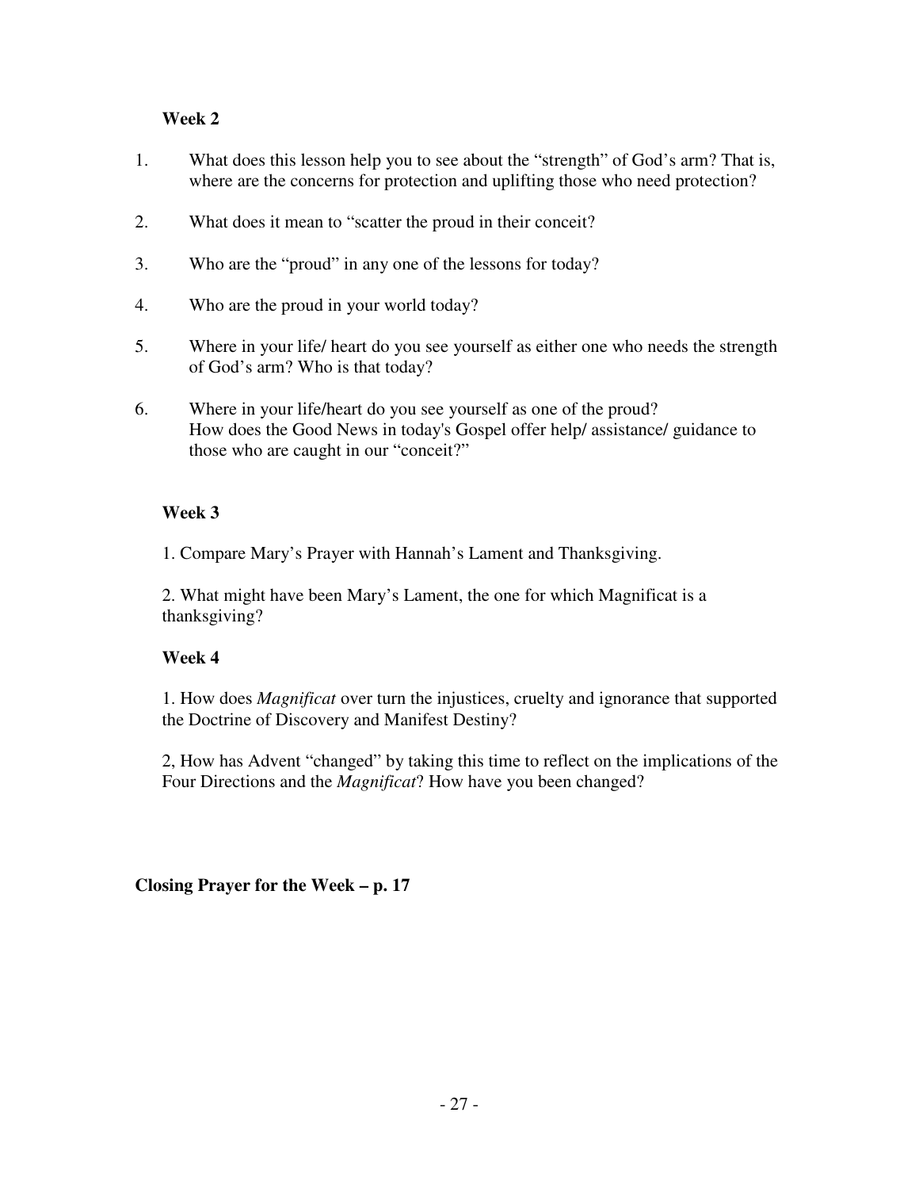**Week 2**

1. What does this lesson help you to see about the "strength" of God's arm? That is, where are the concerns for protection and uplifting those who need protection?

2. What does it mean to "scatter the proud in their conceit?

3. Who are the "proud" in any one of the lessons for today?

4. Who are the proud in your world today?

5. Where in your life/ heart do you see yourself as either one who needs the strength of God's arm? Who is that today?

6. Where in your life/heart do you see yourself as one of the proud?
   How does the Good News in today's Gospel offer help/ assistance/ guidance to those who are caught in our "conceit?"

**Week 3**

1. Compare Mary's Prayer with Hannah's Lament and Thanksgiving.

2. What might have been Mary's Lament, the one for which Magnificat is a thanksgiving?

**Week 4**

1. How does *Magnificat* over turn the injustices, cruelty and ignorance that supported the Doctrine of Discovery and Manifest Destiny?

2, How has Advent "changed" by taking this time to reflect on the implications of the Four Directions and the *Magnificat*? How have you been changed?

**Closing Prayer for the Week – p. 17**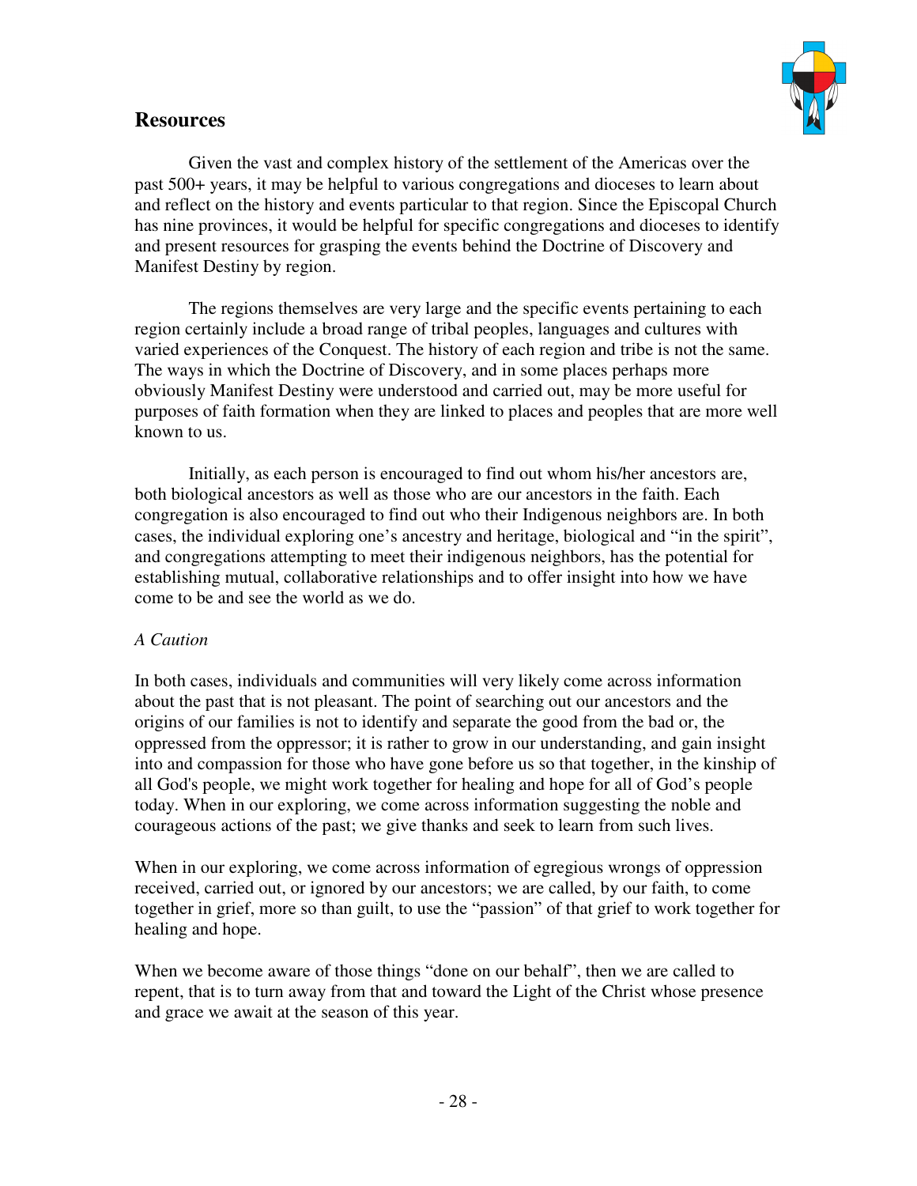## Resources

Given the vast and complex history of the settlement of the Americas over the past 500+ years, it may be helpful to various congregations and dioceses to learn about and reflect on the history and events particular to that region. Since the Episcopal Church has nine provinces, it would be helpful for specific congregations and dioceses to identify and present resources for grasping the events behind the Doctrine of Discovery and Manifest Destiny by region.

The regions themselves are very large and the specific events pertaining to each region certainly include a broad range of tribal peoples, languages and cultures with varied experiences of the Conquest. The history of each region and tribe is not the same. The ways in which the Doctrine of Discovery, and in some places perhaps more obviously Manifest Destiny were understood and carried out, may be more useful for purposes of faith formation when they are linked to places and peoples that are more well known to us.

Initially, as each person is encouraged to find out whom his/her ancestors are, both biological ancestors as well as those who are our ancestors in the faith. Each congregation is also encouraged to find out who their Indigenous neighbors are. In both cases, the individual exploring one's ancestry and heritage, biological and "in the spirit", and congregations attempting to meet their indigenous neighbors, has the potential for establishing mutual, collaborative relationships and to offer insight into how we have come to be and see the world as we do.

*A Caution*

In both cases, individuals and communities will very likely come across information about the past that is not pleasant. The point of searching out our ancestors and the origins of our families is not to identify and separate the good from the bad or, the oppressed from the oppressor; it is rather to grow in our understanding, and gain insight into and compassion for those who have gone before us so that together, in the kinship of all God's people, we might work together for healing and hope for all of God's people today. When in our exploring, we come across information suggesting the noble and courageous actions of the past; we give thanks and seek to learn from such lives.

When in our exploring, we come across information of egregious wrongs of oppression received, carried out, or ignored by our ancestors; we are called, by our faith, to come together in grief, more so than guilt, to use the "passion" of that grief to work together for healing and hope.

When we become aware of those things "done on our behalf", then we are called to repent, that is to turn away from that and toward the Light of the Christ whose presence and grace we await at the season of this year.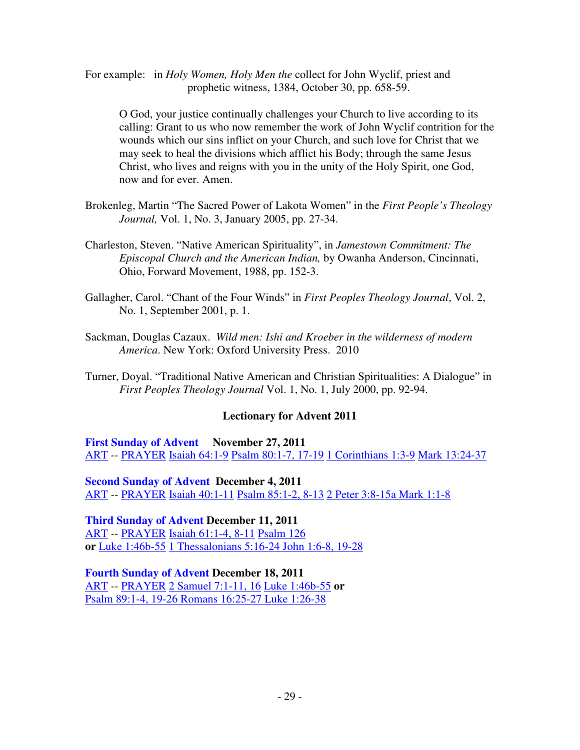For example: in *Holy Women, Holy Men the* collect for John Wyclif, priest and prophetic witness, 1384, October 30, pp. 658-59.

> O God, your justice continually challenges your Church to live according to its calling: Grant to us who now remember the work of John Wyclif contrition for the wounds which our sins inflict on your Church, and such love for Christ that we may seek to heal the divisions which afflict his Body; through the same Jesus Christ, who lives and reigns with you in the unity of the Holy Spirit, one God, now and for ever. Amen.

Brokenleg, Martin "The Sacred Power of Lakota Women" in the *First People's Theology Journal,* Vol. 1, No. 3, January 2005, pp. 27-34.

Charleston, Steven. "Native American Spirituality", in *Jamestown Commitment: The Episcopal Church and the American Indian,* by Owanha Anderson, Cincinnati, Ohio, Forward Movement, 1988, pp. 152-3.

Gallagher, Carol. "Chant of the Four Winds" in *First Peoples Theology Journal*, Vol. 2, No. 1, September 2001, p. 1.

Sackman, Douglas Cazaux. *Wild men: Ishi and Kroeber in the wilderness of modern America*. New York: Oxford University Press. 2010

Turner, Doyal. "Traditional Native American and Christian Spiritualities: A Dialogue" in *First Peoples Theology Journal* Vol. 1, No. 1, July 2000, pp. 92-94.

**Lectionary for Advent 2011**

**First Sunday of Advent November 27, 2011**
ART -- PRAYER Isaiah 64:1-9 Psalm 80:1-7, 17-19 1 Corinthians 1:3-9 Mark 13:24-37

**Second Sunday of Advent December 4, 2011**
ART -- PRAYER Isaiah 40:1-11 Psalm 85:1-2, 8-13 2 Peter 3:8-15a Mark 1:1-8

**Third Sunday of Advent December 11, 2011**
ART -- PRAYER Isaiah 61:1-4, 8-11 Psalm 126
**or** Luke 1:46b-55 1 Thessalonians 5:16-24 John 1:6-8, 19-28

**Fourth Sunday of Advent December 18, 2011**
ART -- PRAYER 2 Samuel 7:1-11, 16 Luke 1:46b-55 **or**
Psalm 89:1-4, 19-26 Romans 16:25-27 Luke 1:26-38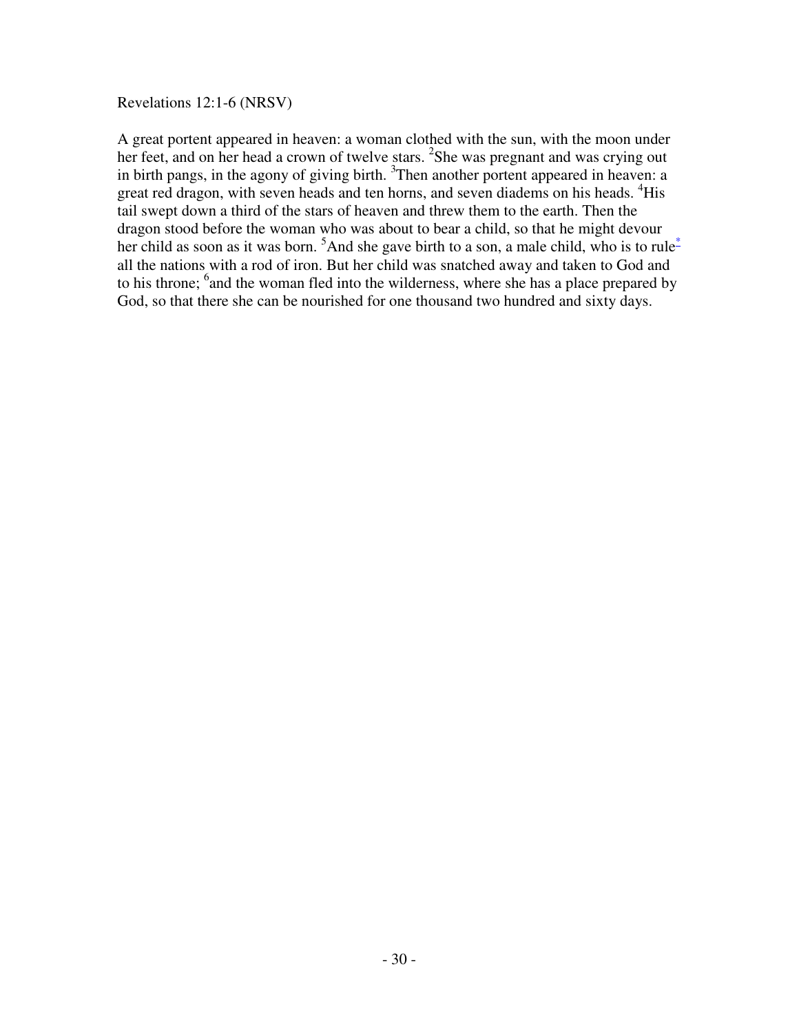Revelations 12:1-6 (NRSV)

A great portent appeared in heaven: a woman clothed with the sun, with the moon under her feet, and on her head a crown of twelve stars. [2]She was pregnant and was crying out in birth pangs, in the agony of giving birth. [3]Then another portent appeared in heaven: a great red dragon, with seven heads and ten horns, and seven diadems on his heads. [4]His tail swept down a third of the stars of heaven and threw them to the earth. Then the dragon stood before the woman who was about to bear a child, so that he might devour her child as soon as it was born. [5]And she gave birth to a son, a male child, who is to rule[*] all the nations with a rod of iron. But her child was snatched away and taken to God and to his throne; [6]and the woman fled into the wilderness, where she has a place prepared by God, so that there she can be nourished for one thousand two hundred and sixty days.